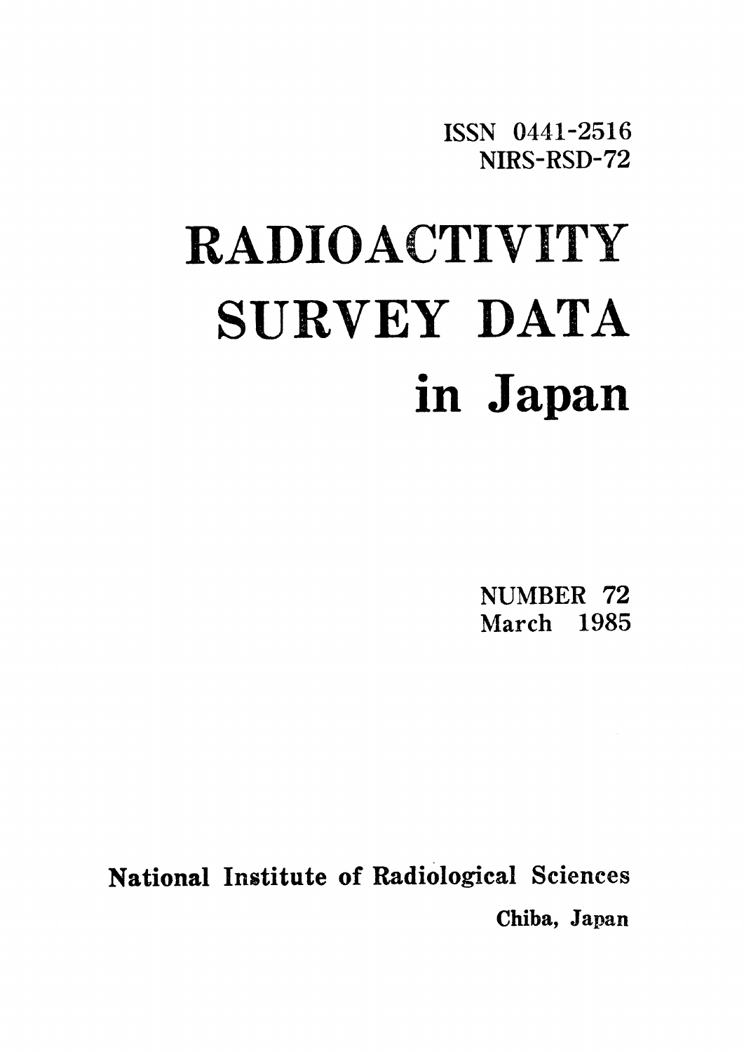ISSN 0441-2516
NIRS-RSD-72

# RADIOACTIVITY SURVEY DATA in Japan

NUMBER 72
March 1985

National Institute of Radiological Sciences
Chiba, Japan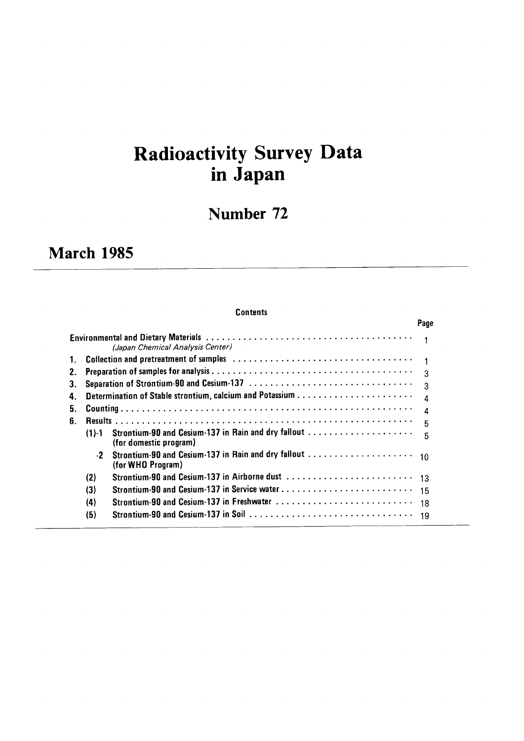# Radioactivity Survey Data in Japan

## Number 72

## March 1985

**Contents**

| | | | Page |
|---|---|---|---|
| Environmental and Dietary Materials *(Japan Chemical Analysis Center)* | | | 1 |
| 1. | Collection and pretreatment of samples | | 1 |
| 2. | Preparation of samples for analysis | | 3 |
| 3. | Separation of Strontium-90 and Cesium-137 | | 3 |
| 4. | Determination of Stable strontium, calcium and Potassium | | 4 |
| 5. | Counting | | 4 |
| 6. | Results | | 5 |
| | (1)-1 | Strontium-90 and Cesium-137 in Rain and dry fallout (for domestic program) | 5 |
| | -2 | Strontium-90 and Cesium-137 in Rain and dry fallout (for WHO Program) | 10 |
| | (2) | Strontium-90 and Cesium-137 in Airborne dust | 13 |
| | (3) | Strontium-90 and Cesium-137 in Service water | 15 |
| | (4) | Strontium-90 and Cesium-137 in Freshwater | 18 |
| | (5) | Strontium-90 and Cesium-137 in Soil | 19 |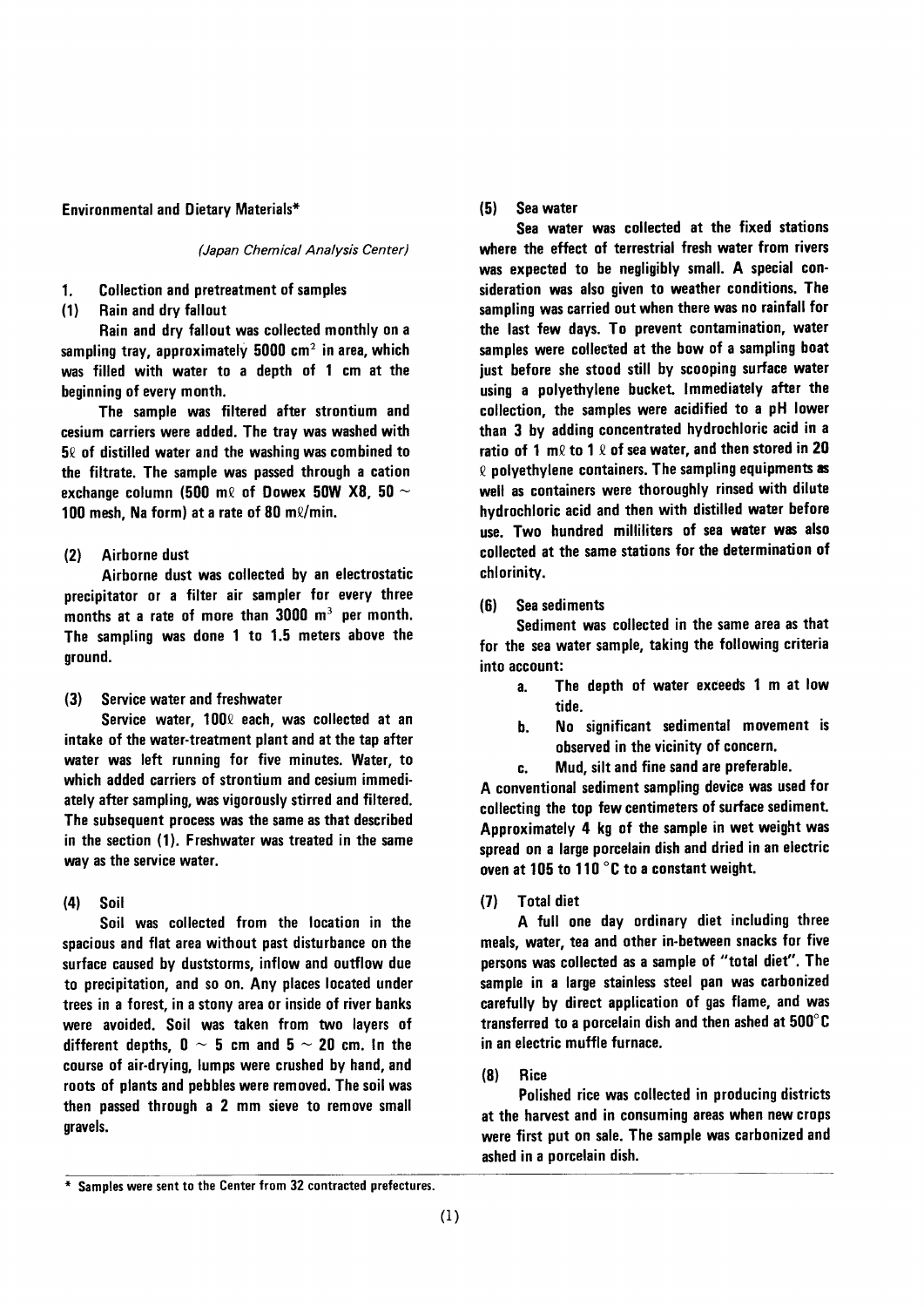## Environmental and Dietary Materials*

*(Japan Chemical Analysis Center)*

### 1. Collection and pretreatment of samples

#### (1) Rain and dry fallout

Rain and dry fallout was collected monthly on a sampling tray, approximately 5000 $cm^2$ in area, which was filled with water to a depth of 1 cm at the beginning of every month.

The sample was filtered after strontium and cesium carriers were added. The tray was washed with 5ℓ of distilled water and the washing was combined to the filtrate. The sample was passed through a cation exchange column (500 mℓ of Dowex 50W X8, 50 ~ 100 mesh, Na form) at a rate of 80 mℓ/min.

#### (2) Airborne dust

Airborne dust was collected by an electrostatic precipitator or a filter air sampler for every three months at a rate of more than 3000 $m^3$ per month. The sampling was done 1 to 1.5 meters above the ground.

#### (3) Service water and freshwater

Service water, 100ℓ each, was collected at an intake of the water-treatment plant and at the tap after water was left running for five minutes. Water, to which added carriers of strontium and cesium immediately after sampling, was vigorously stirred and filtered. The subsequent process was the same as that described in the section (1). Freshwater was treated in the same way as the service water.

#### (4) Soil

Soil was collected from the location in the spacious and flat area without past disturbance on the surface caused by duststorms, inflow and outflow due to precipitation, and so on. Any places located under trees in a forest, in a stony area or inside of river banks were avoided. Soil was taken from two layers of different depths, 0 ~ 5 cm and 5 ~ 20 cm. In the course of air-drying, lumps were crushed by hand, and roots of plants and pebbles were removed. The soil was then passed through a 2 mm sieve to remove small gravels.

#### (5) Sea water

Sea water was collected at the fixed stations where the effect of terrestrial fresh water from rivers was expected to be negligibly small. A special consideration was also given to weather conditions. The sampling was carried out when there was no rainfall for the last few days. To prevent contamination, water samples were collected at the bow of a sampling boat just before she stood still by scooping surface water using a polyethylene bucket. Immediately after the collection, the samples were acidified to a pH lower than 3 by adding concentrated hydrochloric acid in a ratio of 1 mℓ to 1 ℓ of sea water, and then stored in 20 ℓ polyethylene containers. The sampling equipments as well as containers were thoroughly rinsed with dilute hydrochloric acid and then with distilled water before use. Two hundred milliliters of sea water was also collected at the same stations for the determination of chlorinity.

#### (6) Sea sediments

Sediment was collected in the same area as that for the sea water sample, taking the following criteria into account:

a. The depth of water exceeds 1 m at low tide.

b. No significant sedimental movement is observed in the vicinity of concern.

c. Mud, silt and fine sand are preferable.

A conventional sediment sampling device was used for collecting the top few centimeters of surface sediment. Approximately 4 kg of the sample in wet weight was spread on a large porcelain dish and dried in an electric oven at 105 to 110 °C to a constant weight.

#### (7) Total diet

A full one day ordinary diet including three meals, water, tea and other in-between snacks for five persons was collected as a sample of "total diet". The sample in a large stainless steel pan was carbonized carefully by direct application of gas flame, and was transferred to a porcelain dish and then ashed at 500°C in an electric muffle furnace.

#### (8) Rice

Polished rice was collected in producing districts at the harvest and in consuming areas when new crops were first put on sale. The sample was carbonized and ashed in a porcelain dish.

---

\* Samples were sent to the Center from 32 contracted prefectures.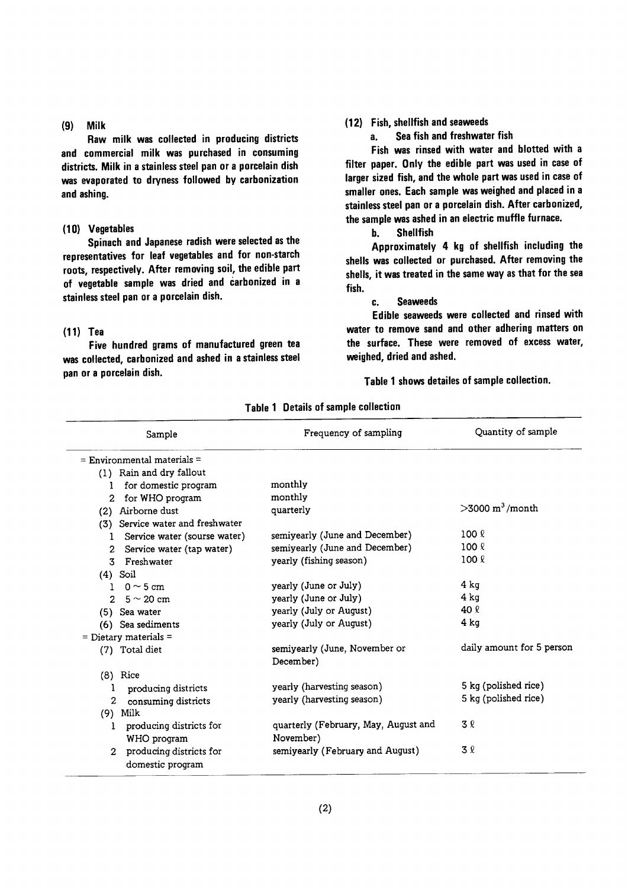### (9) Milk

Raw milk was collected in producing districts and commercial milk was purchased in consuming districts. Milk in a stainless steel pan or a porcelain dish was evaporated to dryness followed by carbonization and ashing.

### (10) Vegetables

Spinach and Japanese radish were selected as the representatives for leaf vegetables and for non-starch roots, respectively. After removing soil, the edible part of vegetable sample was dried and carbonized in a stainless steel pan or a porcelain dish.

### (11) Tea

Five hundred grams of manufactured green tea was collected, carbonized and ashed in a stainless steel pan or a porcelain dish.

### (12) Fish, shellfish and seaweeds

**a. Sea fish and freshwater fish**

Fish was rinsed with water and blotted with a filter paper. Only the edible part was used in case of larger sized fish, and the whole part was used in case of smaller ones. Each sample was weighed and placed in a stainless steel pan or a porcelain dish. After carbonized, the sample was ashed in an electric muffle furnace.

**b. Shellfish**

Approximately 4 kg of shellfish including the shells was collected or purchased. After removing the shells, it was treated in the same way as that for the sea fish.

**c. Seaweeds**

Edible seaweeds were collected and rinsed with water to remove sand and other adhering matters on the surface. These were removed of excess water, weighed, dried and ashed.

Table 1 shows detailes of sample collection.

**Table 1 Details of sample collection**

| Sample | Frequency of sampling | Quantity of sample |
|---|---|---|
| = Environmental materials = | | |
| (1) Rain and dry fallout | | |
| 1 for domestic program | monthly | |
| 2 for WHO program | monthly | |
| (2) Airborne dust | quarterly | >3000 $m^3$/month |
| (3) Service water and freshwater | | |
| 1 Service water (sourse water) | semiyearly (June and December) | 100 ℓ |
| 2 Service water (tap water) | semiyearly (June and December) | 100 ℓ |
| 3 Freshwater | yearly (fishing season) | 100 ℓ |
| (4) Soil | | |
| 1 0 ~ 5 cm | yearly (June or July) | 4 kg |
| 2 5 ~ 20 cm | yearly (June or July) | 4 kg |
| (5) Sea water | yearly (July or August) | 40 ℓ |
| (6) Sea sediments | yearly (July or August) | 4 kg |
| = Dietary materials = | | |
| (7) Total diet | semiyearly (June, November or December) | daily amount for 5 person |
| (8) Rice | | |
| 1 producing districts | yearly (harvesting season) | 5 kg (polished rice) |
| 2 consuming districts | yearly (harvesting season) | 5 kg (polished rice) |
| (9) Milk | | |
| 1 producing districts for WHO program | quarterly (February, May, August and November) | 3 ℓ |
| 2 producing districts for domestic program | semiyearly (February and August) | 3 ℓ |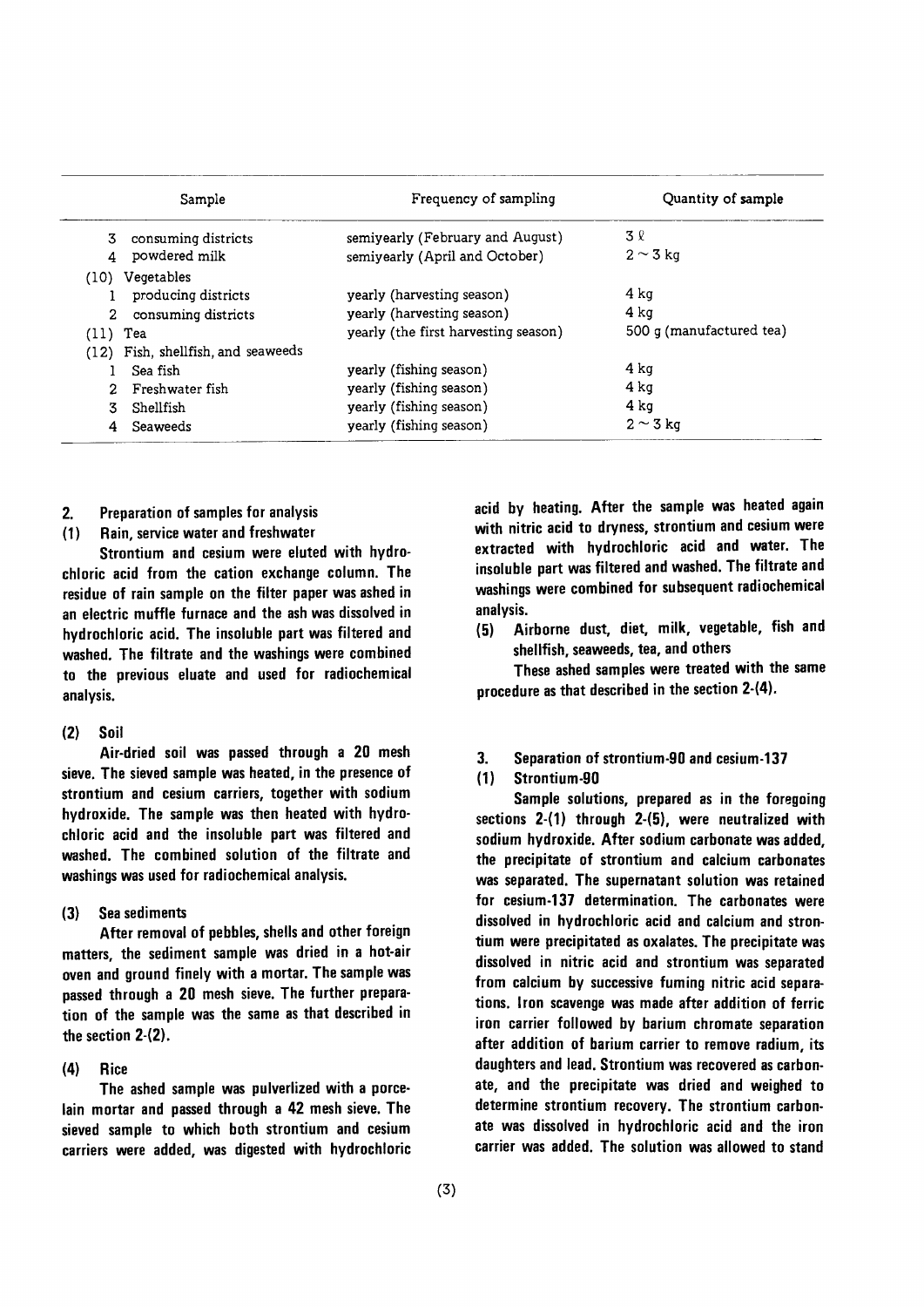| Sample | Frequency of sampling | Quantity of sample |
|---|---|---|
| 3 consuming districts | semiyearly (February and August) | 3 ℓ |
| 4 powdered milk | semiyearly (April and October) | 2 ~ 3 kg |
| (10) Vegetables | | |
| 1 producing districts | yearly (harvesting season) | 4 kg |
| 2 consuming districts | yearly (harvesting season) | 4 kg |
| (11) Tea | yearly (the first harvesting season) | 500 g (manufactured tea) |
| (12) Fish, shellfish, and seaweeds | | |
| 1 Sea fish | yearly (fishing season) | 4 kg |
| 2 Freshwater fish | yearly (fishing season) | 4 kg |
| 3 Shellfish | yearly (fishing season) | 4 kg |
| 4 Seaweeds | yearly (fishing season) | 2 ~ 3 kg |

## 2. Preparation of samples for analysis

### (1) Rain, service water and freshwater

Strontium and cesium were eluted with hydrochloric acid from the cation exchange column. The residue of rain sample on the filter paper was ashed in an electric muffle furnace and the ash was dissolved in hydrochloric acid. The insoluble part was filtered and washed. The filtrate and the washings were combined to the previous eluate and used for radiochemical analysis.

### (2) Soil

Air-dried soil was passed through a 20 mesh sieve. The sieved sample was heated, in the presence of strontium and cesium carriers, together with sodium hydroxide. The sample was then heated with hydrochloric acid and the insoluble part was filtered and washed. The combined solution of the filtrate and washings was used for radiochemical analysis.

### (3) Sea sediments

After removal of pebbles, shells and other foreign matters, the sediment sample was dried in a hot-air oven and ground finely with a mortar. The sample was passed through a 20 mesh sieve. The further preparation of the sample was the same as that described in the section 2-(2).

### (4) Rice

The ashed sample was pulverlized with a porcelain mortar and passed through a 42 mesh sieve. The sieved sample to which both strontium and cesium carriers were added, was digested with hydrochloric acid by heating. After the sample was heated again with nitric acid to dryness, strontium and cesium were extracted with hydrochloric acid and water. The insoluble part was filtered and washed. The filtrate and washings were combined for subsequent radiochemical analysis.

### (5) Airborne dust, diet, milk, vegetable, fish and shellfish, seaweeds, tea, and others

These ashed samples were treated with the same procedure as that described in the section 2-(4).

## 3. Separation of strontium-90 and cesium-137

### (1) Strontium-90

Sample solutions, prepared as in the foregoing sections 2-(1) through 2-(5), were neutralized with sodium hydroxide. After sodium carbonate was added, the precipitate of strontium and calcium carbonates was separated. The supernatant solution was retained for cesium-137 determination. The carbonates were dissolved in hydrochloric acid and calcium and strontium were precipitated as oxalates. The precipitate was dissolved in nitric acid and strontium was separated from calcium by successive fuming nitric acid separations. Iron scavenge was made after addition of ferric iron carrier followed by barium chromate separation after addition of barium carrier to remove radium, its daughters and lead. Strontium was recovered as carbonate, and the precipitate was dried and weighed to determine strontium recovery. The strontium carbonate was dissolved in hydrochloric acid and the iron carrier was added. The solution was allowed to stand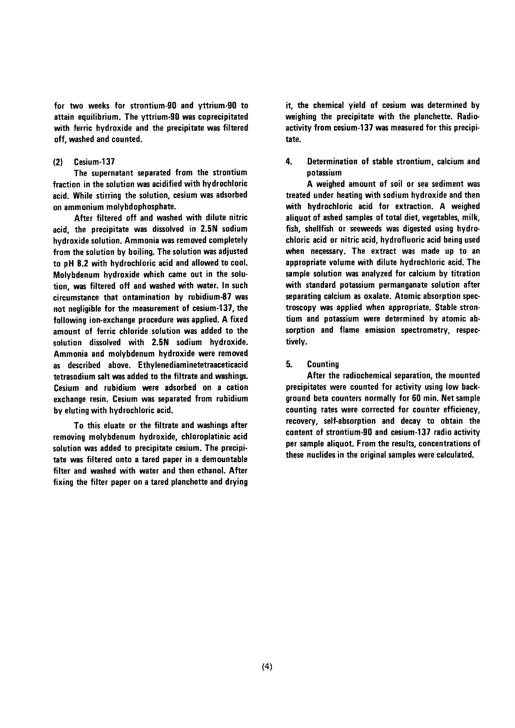for two weeks for strontium-90 and yttrium-90 to attain equilibrium. The yttrium-90 was coprecipitated with ferric hydroxide and the precipitate was filtered off, washed and counted.

### (2) Cesium-137

The supernatant separated from the strontium fraction in the solution was acidified with hydrochloric acid. While stirring the solution, cesium was adsorbed on ammonium molybdophosphate.

After filtered off and washed with dilute nitric acid, the precipitate was dissolved in 2.5N sodium hydroxide solution. Ammonia was removed completely from the solution by boiling. The solution was adjusted to pH 8.2 with hydrochloric acid and allowed to cool. Molybdenum hydroxide which came out in the solution, was filtered off and washed with water. In such circumstance that ontamination by rubidium-87 was not negligible for the measurement of cesium-137, the following ion-exchange procedure was applied. A fixed amount of ferric chloride solution was added to the solution dissolved with 2.5N sodium hydroxide. Ammonia and molybdenum hydroxide were removed as described above. Ethylenediaminetetraaceticacid tetrasodium salt was added to the filtrate and washings. Cesium and rubidium were adsorbed on a cation exchange resin. Cesium was separated from rubidium by eluting with hydrochloric acid.

To this eluate or the filtrate and washings after removing molybdenum hydroxide, chloroplatinic acid solution was added to precipitate cesium. The precipitate was filtered onto a tared paper in a demountable filter and washed with water and then ethanol. After fixing the filter paper on a tared planchette and drying it, the chemical yield of cesium was determined by weighing the precipitate with the planchette. Radioactivity from cesium-137 was measured for this precipitate.

## 4. Determination of stable strontium, calcium and potassium

A weighed amount of soil or sea sediment was treated under heating with sodium hydroxide and then with hydrochloric acid for extraction. A weighed aliquot of ashed samples of total diet, vegetables, milk, fish, shellfish or seeweeds was digested using hydrochloric acid or nitric acid, hydrofluoric acid being used when necessary. The extract was made up to an appropriate volume with dilute hydrochloric acid. The sample solution was analyzed for calcium by titration with standard potassium permanganate solution after separating calcium as oxalate. Atomic absorption spectroscopy was applied when appropriate. Stable strontium and potassium were determined by atomic absorption and flame emission spectrometry, respectively.

## 5. Counting

After the radiochemical separation, the mounted precipitates were counted for activity using low background beta counters normally for 60 min. Net sample counting rates were corrected for counter efficiency, recovery, self-absorption and decay to obtain the content of strontium-90 and cesium-137 radio activity per sample aliquot. From the results, concentrations of these nuclides in the original samples were calculated.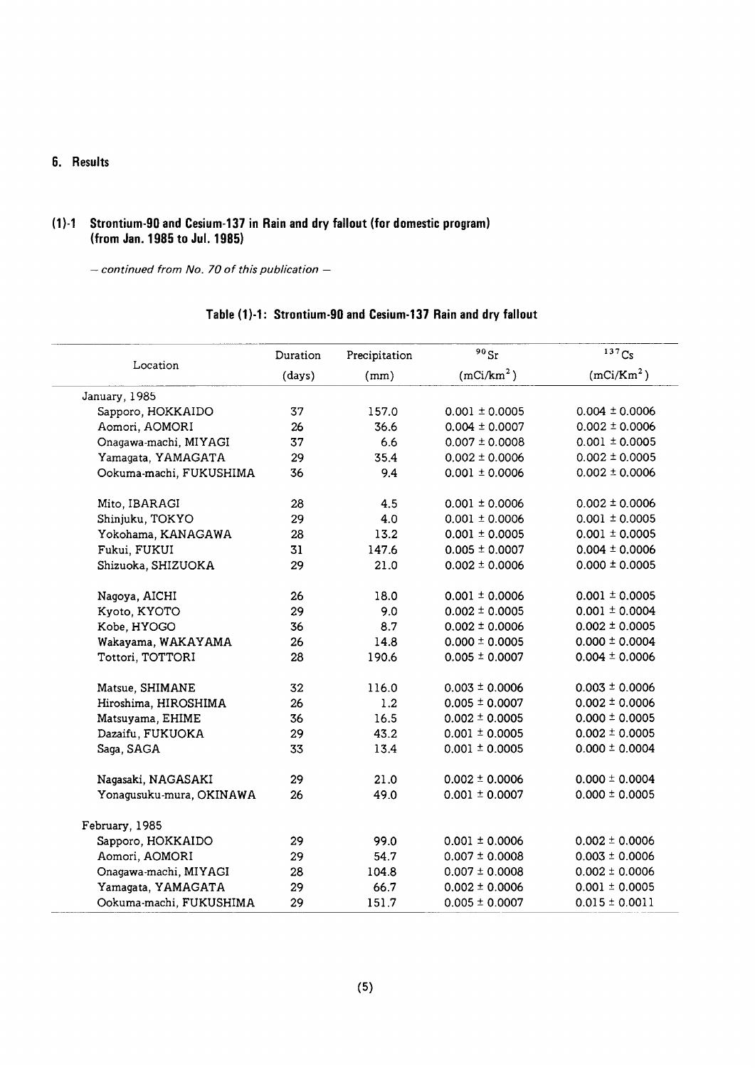## 6. Results

### (1)-1 Strontium-90 and Cesium-137 in Rain and dry fallout (for domestic program) (from Jan. 1985 to Jul. 1985)

*— continued from No. 70 of this publication —*

**Table (1)-1: Strontium-90 and Cesium-137 Rain and dry fallout**

| Location | Duration (days) | Precipitation (mm) | $^{90}Sr$ ($mCi/km^2$) | $^{137}Cs$ ($mCi/Km^2$) |
|---|---|---|---|---|
| January, 1985 | | | | |
| Sapporo, HOKKAIDO | 37 | 157.0 | 0.001 ± 0.0005 | 0.004 ± 0.0006 |
| Aomori, AOMORI | 26 | 36.6 | 0.004 ± 0.0007 | 0.002 ± 0.0006 |
| Onagawa-machi, MIYAGI | 37 | 6.6 | 0.007 ± 0.0008 | 0.001 ± 0.0005 |
| Yamagata, YAMAGATA | 29 | 35.4 | 0.002 ± 0.0006 | 0.002 ± 0.0005 |
| Ookuma-machi, FUKUSHIMA | 36 | 9.4 | 0.001 ± 0.0006 | 0.002 ± 0.0006 |
| Mito, IBARAGI | 28 | 4.5 | 0.001 ± 0.0006 | 0.002 ± 0.0006 |
| Shinjuku, TOKYO | 29 | 4.0 | 0.001 ± 0.0006 | 0.001 ± 0.0005 |
| Yokohama, KANAGAWA | 28 | 13.2 | 0.001 ± 0.0005 | 0.001 ± 0.0005 |
| Fukui, FUKUI | 31 | 147.6 | 0.005 ± 0.0007 | 0.004 ± 0.0006 |
| Shizuoka, SHIZUOKA | 29 | 21.0 | 0.002 ± 0.0006 | 0.000 ± 0.0005 |
| Nagoya, AICHI | 26 | 18.0 | 0.001 ± 0.0006 | 0.001 ± 0.0005 |
| Kyoto, KYOTO | 29 | 9.0 | 0.002 ± 0.0005 | 0.001 ± 0.0004 |
| Kobe, HYOGO | 36 | 8.7 | 0.002 ± 0.0006 | 0.002 ± 0.0005 |
| Wakayama, WAKAYAMA | 26 | 14.8 | 0.000 ± 0.0005 | 0.000 ± 0.0004 |
| Tottori, TOTTORI | 28 | 190.6 | 0.005 ± 0.0007 | 0.004 ± 0.0006 |
| Matsue, SHIMANE | 32 | 116.0 | 0.003 ± 0.0006 | 0.003 ± 0.0006 |
| Hiroshima, HIROSHIMA | 26 | 1.2 | 0.005 ± 0.0007 | 0.002 ± 0.0006 |
| Matsuyama, EHIME | 36 | 16.5 | 0.002 ± 0.0005 | 0.000 ± 0.0005 |
| Dazaifu, FUKUOKA | 29 | 43.2 | 0.001 ± 0.0005 | 0.002 ± 0.0005 |
| Saga, SAGA | 33 | 13.4 | 0.001 ± 0.0005 | 0.000 ± 0.0004 |
| Nagasaki, NAGASAKI | 29 | 21.0 | 0.002 ± 0.0006 | 0.000 ± 0.0004 |
| Yonagusuku-mura, OKINAWA | 26 | 49.0 | 0.001 ± 0.0007 | 0.000 ± 0.0005 |
| February, 1985 | | | | |
| Sapporo, HOKKAIDO | 29 | 99.0 | 0.001 ± 0.0006 | 0.002 ± 0.0006 |
| Aomori, AOMORI | 29 | 54.7 | 0.007 ± 0.0008 | 0.003 ± 0.0006 |
| Onagawa-machi, MIYAGI | 28 | 104.8 | 0.007 ± 0.0008 | 0.002 ± 0.0006 |
| Yamagata, YAMAGATA | 29 | 66.7 | 0.002 ± 0.0006 | 0.001 ± 0.0005 |
| Ookuma-machi, FUKUSHIMA | 29 | 151.7 | 0.005 ± 0.0007 | 0.015 ± 0.0011 |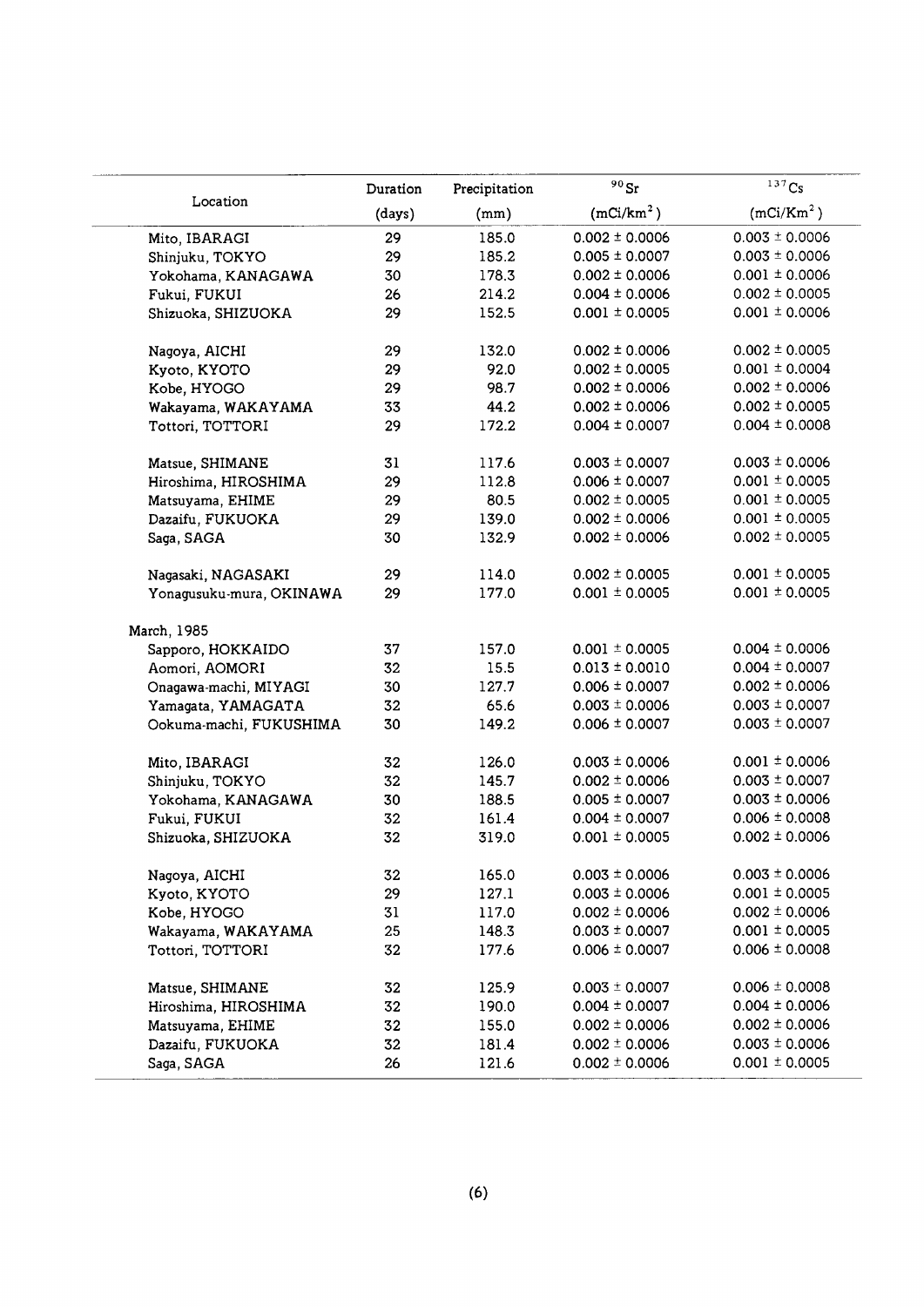| Location | Duration (days) | Precipitation (mm) | $^{90}Sr$ ($mCi/km^2$) | $^{137}Cs$ ($mCi/Km^2$) |
|---|---|---|---|---|
| Mito, IBARAGI | 29 | 185.0 | 0.002 ± 0.0006 | 0.003 ± 0.0006 |
| Shinjuku, TOKYO | 29 | 185.2 | 0.005 ± 0.0007 | 0.003 ± 0.0006 |
| Yokohama, KANAGAWA | 30 | 178.3 | 0.002 ± 0.0006 | 0.001 ± 0.0006 |
| Fukui, FUKUI | 26 | 214.2 | 0.004 ± 0.0006 | 0.002 ± 0.0005 |
| Shizuoka, SHIZUOKA | 29 | 152.5 | 0.001 ± 0.0005 | 0.001 ± 0.0006 |
| Nagoya, AICHI | 29 | 132.0 | 0.002 ± 0.0006 | 0.002 ± 0.0005 |
| Kyoto, KYOTO | 29 | 92.0 | 0.002 ± 0.0005 | 0.001 ± 0.0004 |
| Kobe, HYOGO | 29 | 98.7 | 0.002 ± 0.0006 | 0.002 ± 0.0006 |
| Wakayama, WAKAYAMA | 33 | 44.2 | 0.002 ± 0.0006 | 0.002 ± 0.0005 |
| Tottori, TOTTORI | 29 | 172.2 | 0.004 ± 0.0007 | 0.004 ± 0.0008 |
| Matsue, SHIMANE | 31 | 117.6 | 0.003 ± 0.0007 | 0.003 ± 0.0006 |
| Hiroshima, HIROSHIMA | 29 | 112.8 | 0.006 ± 0.0007 | 0.001 ± 0.0005 |
| Matsuyama, EHIME | 29 | 80.5 | 0.002 ± 0.0005 | 0.001 ± 0.0005 |
| Dazaifu, FUKUOKA | 29 | 139.0 | 0.002 ± 0.0006 | 0.001 ± 0.0005 |
| Saga, SAGA | 30 | 132.9 | 0.002 ± 0.0006 | 0.002 ± 0.0005 |
| Nagasaki, NAGASAKI | 29 | 114.0 | 0.002 ± 0.0005 | 0.001 ± 0.0005 |
| Yonagusuku-mura, OKINAWA | 29 | 177.0 | 0.001 ± 0.0005 | 0.001 ± 0.0005 |
| March, 1985 | | | | |
| Sapporo, HOKKAIDO | 37 | 157.0 | 0.001 ± 0.0005 | 0.004 ± 0.0006 |
| Aomori, AOMORI | 32 | 15.5 | 0.013 ± 0.0010 | 0.004 ± 0.0007 |
| Onagawa-machi, MIYAGI | 30 | 127.7 | 0.006 ± 0.0007 | 0.002 ± 0.0006 |
| Yamagata, YAMAGATA | 32 | 65.6 | 0.003 ± 0.0006 | 0.003 ± 0.0007 |
| Ookuma-machi, FUKUSHIMA | 30 | 149.2 | 0.006 ± 0.0007 | 0.003 ± 0.0007 |
| Mito, IBARAGI | 32 | 126.0 | 0.003 ± 0.0006 | 0.001 ± 0.0006 |
| Shinjuku, TOKYO | 32 | 145.7 | 0.002 ± 0.0006 | 0.003 ± 0.0007 |
| Yokohama, KANAGAWA | 30 | 188.5 | 0.005 ± 0.0007 | 0.003 ± 0.0006 |
| Fukui, FUKUI | 32 | 161.4 | 0.004 ± 0.0007 | 0.006 ± 0.0008 |
| Shizuoka, SHIZUOKA | 32 | 319.0 | 0.001 ± 0.0005 | 0.002 ± 0.0006 |
| Nagoya, AICHI | 32 | 165.0 | 0.003 ± 0.0006 | 0.003 ± 0.0006 |
| Kyoto, KYOTO | 29 | 127.1 | 0.003 ± 0.0006 | 0.001 ± 0.0005 |
| Kobe, HYOGO | 31 | 117.0 | 0.002 ± 0.0006 | 0.002 ± 0.0006 |
| Wakayama, WAKAYAMA | 25 | 148.3 | 0.003 ± 0.0007 | 0.001 ± 0.0005 |
| Tottori, TOTTORI | 32 | 177.6 | 0.006 ± 0.0007 | 0.006 ± 0.0008 |
| Matsue, SHIMANE | 32 | 125.9 | 0.003 ± 0.0007 | 0.006 ± 0.0008 |
| Hiroshima, HIROSHIMA | 32 | 190.0 | 0.004 ± 0.0007 | 0.004 ± 0.0006 |
| Matsuyama, EHIME | 32 | 155.0 | 0.002 ± 0.0006 | 0.002 ± 0.0006 |
| Dazaifu, FUKUOKA | 32 | 181.4 | 0.002 ± 0.0006 | 0.003 ± 0.0006 |
| Saga, SAGA | 26 | 121.6 | 0.002 ± 0.0006 | 0.001 ± 0.0005 |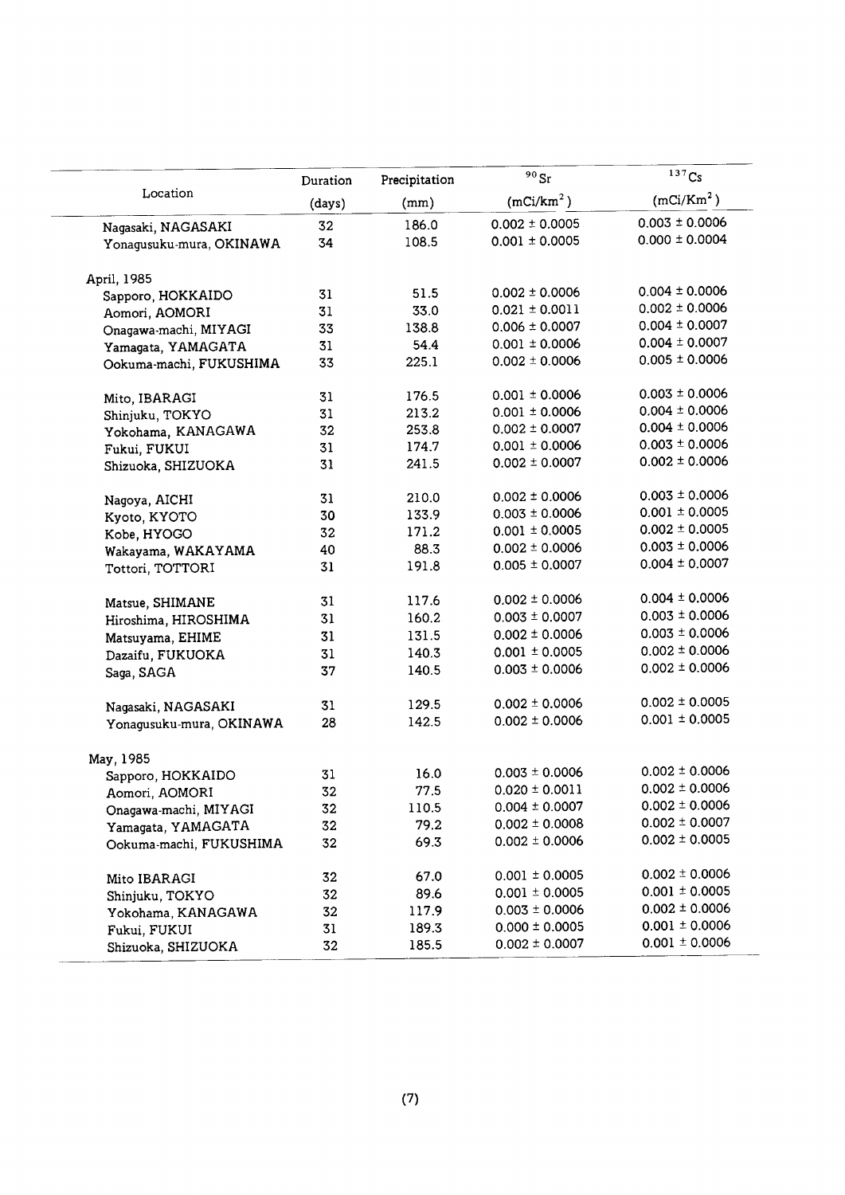| Location | Duration (days) | Precipitation (mm) | $^{90}Sr$ ($mCi/km^2$) | $^{137}Cs$ ($mCi/Km^2$) |
|---|---|---|---|---|
| Nagasaki, NAGASAKI | 32 | 186.0 | 0.002 ± 0.0005 | 0.003 ± 0.0006 |
| Yonagusuku-mura, OKINAWA | 34 | 108.5 | 0.001 ± 0.0005 | 0.000 ± 0.0004 |
| April, 1985 | | | | |
| Sapporo, HOKKAIDO | 31 | 51.5 | 0.002 ± 0.0006 | 0.004 ± 0.0006 |
| Aomori, AOMORI | 31 | 33.0 | 0.021 ± 0.0011 | 0.002 ± 0.0006 |
| Onagawa-machi, MIYAGI | 33 | 138.8 | 0.006 ± 0.0007 | 0.004 ± 0.0007 |
| Yamagata, YAMAGATA | 31 | 54.4 | 0.001 ± 0.0006 | 0.004 ± 0.0007 |
| Ookuma-machi, FUKUSHIMA | 33 | 225.1 | 0.002 ± 0.0006 | 0.005 ± 0.0006 |
| Mito, IBARAGI | 31 | 176.5 | 0.001 ± 0.0006 | 0.003 ± 0.0006 |
| Shinjuku, TOKYO | 31 | 213.2 | 0.001 ± 0.0006 | 0.004 ± 0.0006 |
| Yokohama, KANAGAWA | 32 | 253.8 | 0.002 ± 0.0007 | 0.004 ± 0.0006 |
| Fukui, FUKUI | 31 | 174.7 | 0.001 ± 0.0006 | 0.003 ± 0.0006 |
| Shizuoka, SHIZUOKA | 31 | 241.5 | 0.002 ± 0.0007 | 0.002 ± 0.0006 |
| Nagoya, AICHI | 31 | 210.0 | 0.002 ± 0.0006 | 0.003 ± 0.0006 |
| Kyoto, KYOTO | 30 | 133.9 | 0.003 ± 0.0006 | 0.001 ± 0.0005 |
| Kobe, HYOGO | 32 | 171.2 | 0.001 ± 0.0005 | 0.002 ± 0.0005 |
| Wakayama, WAKAYAMA | 40 | 88.3 | 0.002 ± 0.0006 | 0.003 ± 0.0006 |
| Tottori, TOTTORI | 31 | 191.8 | 0.005 ± 0.0007 | 0.004 ± 0.0007 |
| Matsue, SHIMANE | 31 | 117.6 | 0.002 ± 0.0006 | 0.004 ± 0.0006 |
| Hiroshima, HIROSHIMA | 31 | 160.2 | 0.003 ± 0.0007 | 0.003 ± 0.0006 |
| Matsuyama, EHIME | 31 | 131.5 | 0.002 ± 0.0006 | 0.003 ± 0.0006 |
| Dazaifu, FUKUOKA | 31 | 140.3 | 0.001 ± 0.0005 | 0.002 ± 0.0006 |
| Saga, SAGA | 37 | 140.5 | 0.003 ± 0.0006 | 0.002 ± 0.0006 |
| Nagasaki, NAGASAKI | 31 | 129.5 | 0.002 ± 0.0006 | 0.002 ± 0.0005 |
| Yonagusuku-mura, OKINAWA | 28 | 142.5 | 0.002 ± 0.0006 | 0.001 ± 0.0005 |
| May, 1985 | | | | |
| Sapporo, HOKKAIDO | 31 | 16.0 | 0.003 ± 0.0006 | 0.002 ± 0.0006 |
| Aomori, AOMORI | 32 | 77.5 | 0.020 ± 0.0011 | 0.002 ± 0.0006 |
| Onagawa-machi, MIYAGI | 32 | 110.5 | 0.004 ± 0.0007 | 0.002 ± 0.0006 |
| Yamagata, YAMAGATA | 32 | 79.2 | 0.002 ± 0.0008 | 0.002 ± 0.0007 |
| Ookuma-machi, FUKUSHIMA | 32 | 69.3 | 0.002 ± 0.0006 | 0.002 ± 0.0005 |
| Mito IBARAGI | 32 | 67.0 | 0.001 ± 0.0005 | 0.002 ± 0.0006 |
| Shinjuku, TOKYO | 32 | 89.6 | 0.001 ± 0.0005 | 0.001 ± 0.0005 |
| Yokohama, KANAGAWA | 32 | 117.9 | 0.003 ± 0.0006 | 0.002 ± 0.0006 |
| Fukui, FUKUI | 31 | 189.3 | 0.000 ± 0.0005 | 0.001 ± 0.0006 |
| Shizuoka, SHIZUOKA | 32 | 185.5 | 0.002 ± 0.0007 | 0.001 ± 0.0006 |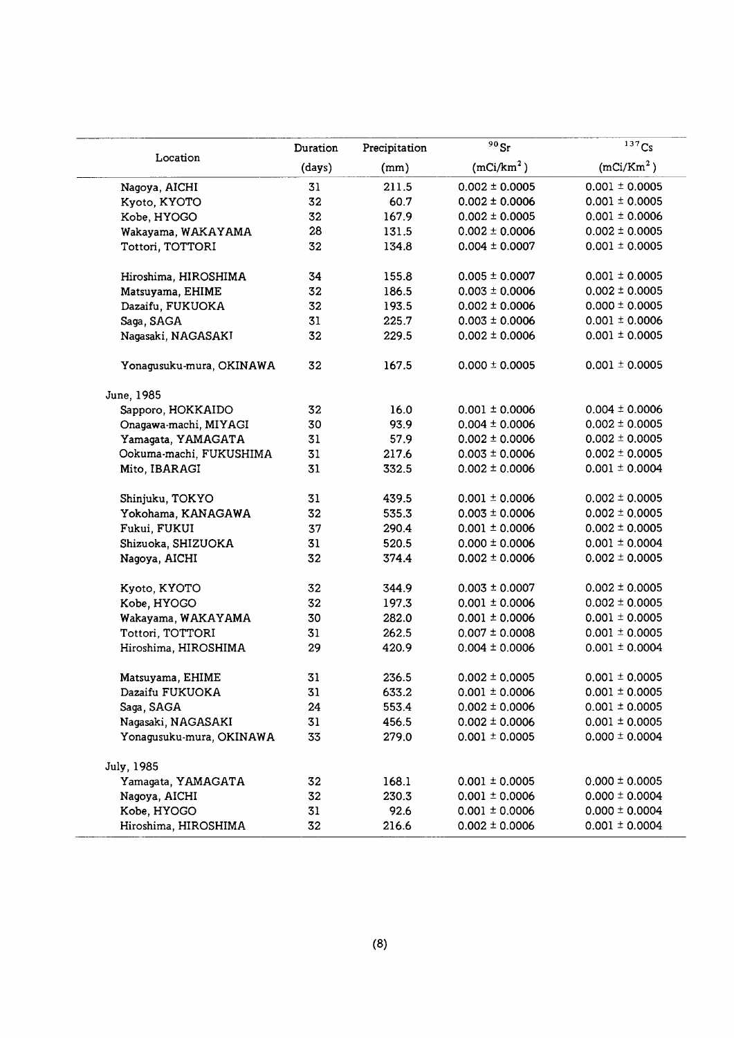| Location | Duration (days) | Precipitation (mm) | $^{90}Sr$ (mCi/km$^2$) | $^{137}Cs$ (mCi/Km$^2$) |
|---|---|---|---|---|
| Nagoya, AICHI | 31 | 211.5 | 0.002 ± 0.0005 | 0.001 ± 0.0005 |
| Kyoto, KYOTO | 32 | 60.7 | 0.002 ± 0.0006 | 0.001 ± 0.0005 |
| Kobe, HYOGO | 32 | 167.9 | 0.002 ± 0.0005 | 0.001 ± 0.0006 |
| Wakayama, WAKAYAMA | 28 | 131.5 | 0.002 ± 0.0006 | 0.002 ± 0.0005 |
| Tottori, TOTTORI | 32 | 134.8 | 0.004 ± 0.0007 | 0.001 ± 0.0005 |
| Hiroshima, HIROSHIMA | 34 | 155.8 | 0.005 ± 0.0007 | 0.001 ± 0.0005 |
| Matsuyama, EHIME | 32 | 186.5 | 0.003 ± 0.0006 | 0.002 ± 0.0005 |
| Dazaifu, FUKUOKA | 32 | 193.5 | 0.002 ± 0.0006 | 0.000 ± 0.0005 |
| Saga, SAGA | 31 | 225.7 | 0.003 ± 0.0006 | 0.001 ± 0.0006 |
| Nagasaki, NAGASAKI | 32 | 229.5 | 0.002 ± 0.0006 | 0.001 ± 0.0005 |
| Yonagusuku-mura, OKINAWA | 32 | 167.5 | 0.000 ± 0.0005 | 0.001 ± 0.0005 |
| June, 1985 | | | | |
| Sapporo, HOKKAIDO | 32 | 16.0 | 0.001 ± 0.0006 | 0.004 ± 0.0006 |
| Onagawa-machi, MIYAGI | 30 | 93.9 | 0.004 ± 0.0006 | 0.002 ± 0.0005 |
| Yamagata, YAMAGATA | 31 | 57.9 | 0.002 ± 0.0006 | 0.002 ± 0.0005 |
| Ookuma-machi, FUKUSHIMA | 31 | 217.6 | 0.003 ± 0.0006 | 0.002 ± 0.0005 |
| Mito, IBARAGI | 31 | 332.5 | 0.002 ± 0.0006 | 0.001 ± 0.0004 |
| Shinjuku, TOKYO | 31 | 439.5 | 0.001 ± 0.0006 | 0.002 ± 0.0005 |
| Yokohama, KANAGAWA | 32 | 535.3 | 0.003 ± 0.0006 | 0.002 ± 0.0005 |
| Fukui, FUKUI | 37 | 290.4 | 0.001 ± 0.0006 | 0.002 ± 0.0005 |
| Shizuoka, SHIZUOKA | 31 | 520.5 | 0.000 ± 0.0006 | 0.001 ± 0.0004 |
| Nagoya, AICHI | 32 | 374.4 | 0.002 ± 0.0006 | 0.002 ± 0.0005 |
| Kyoto, KYOTO | 32 | 344.9 | 0.003 ± 0.0007 | 0.002 ± 0.0005 |
| Kobe, HYOGO | 32 | 197.3 | 0.001 ± 0.0006 | 0.002 ± 0.0005 |
| Wakayama, WAKAYAMA | 30 | 282.0 | 0.001 ± 0.0006 | 0.001 ± 0.0005 |
| Tottori, TOTTORI | 31 | 262.5 | 0.007 ± 0.0008 | 0.001 ± 0.0005 |
| Hiroshima, HIROSHIMA | 29 | 420.9 | 0.004 ± 0.0006 | 0.001 ± 0.0004 |
| Matsuyama, EHIME | 31 | 236.5 | 0.002 ± 0.0005 | 0.001 ± 0.0005 |
| Dazaifu FUKUOKA | 31 | 633.2 | 0.001 ± 0.0006 | 0.001 ± 0.0005 |
| Saga, SAGA | 24 | 553.4 | 0.002 ± 0.0006 | 0.001 ± 0.0005 |
| Nagasaki, NAGASAKI | 31 | 456.5 | 0.002 ± 0.0006 | 0.001 ± 0.0005 |
| Yonagusuku-mura, OKINAWA | 33 | 279.0 | 0.001 ± 0.0005 | 0.000 ± 0.0004 |
| July, 1985 | | | | |
| Yamagata, YAMAGATA | 32 | 168.1 | 0.001 ± 0.0005 | 0.000 ± 0.0005 |
| Nagoya, AICHI | 32 | 230.3 | 0.001 ± 0.0006 | 0.000 ± 0.0004 |
| Kobe, HYOGO | 31 | 92.6 | 0.001 ± 0.0006 | 0.000 ± 0.0004 |
| Hiroshima, HIROSHIMA | 32 | 216.6 | 0.002 ± 0.0006 | 0.001 ± 0.0004 |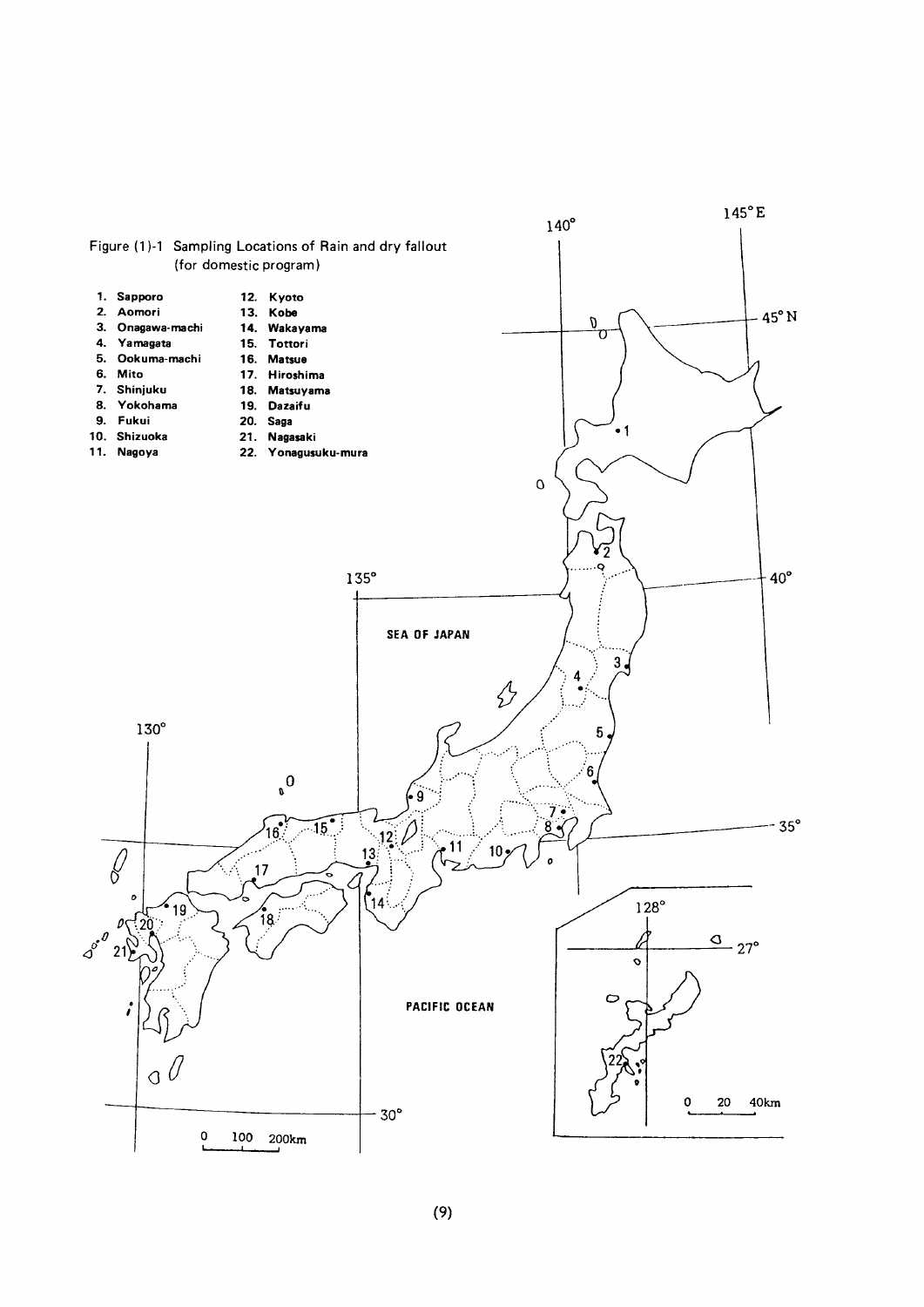Figure (1)-1 Sampling Locations of Rain and dry fallout (for domestic program)

1. Sapporo
2. Aomori
3. Onagawa-machi
4. Yamagata
5. Ookuma-machi
6. Mito
7. Shinjuku
8. Yokohama
9. Fukui
10. Shizuoka
11. Nagoya
12. Kyoto
13. Kobe
14. Wakayama
15. Tottori
16. Matsue
17. Hiroshima
18. Matsuyama
19. Dazaifu
20. Saga
21. Nagasaki
22. Yonagusuku-mura

140° 145°E 45°N 40° 135° 130° 35° 30° 128° 27°

SEA OF JAPAN

PACIFIC OCEAN

0 100 200km

0 20 40km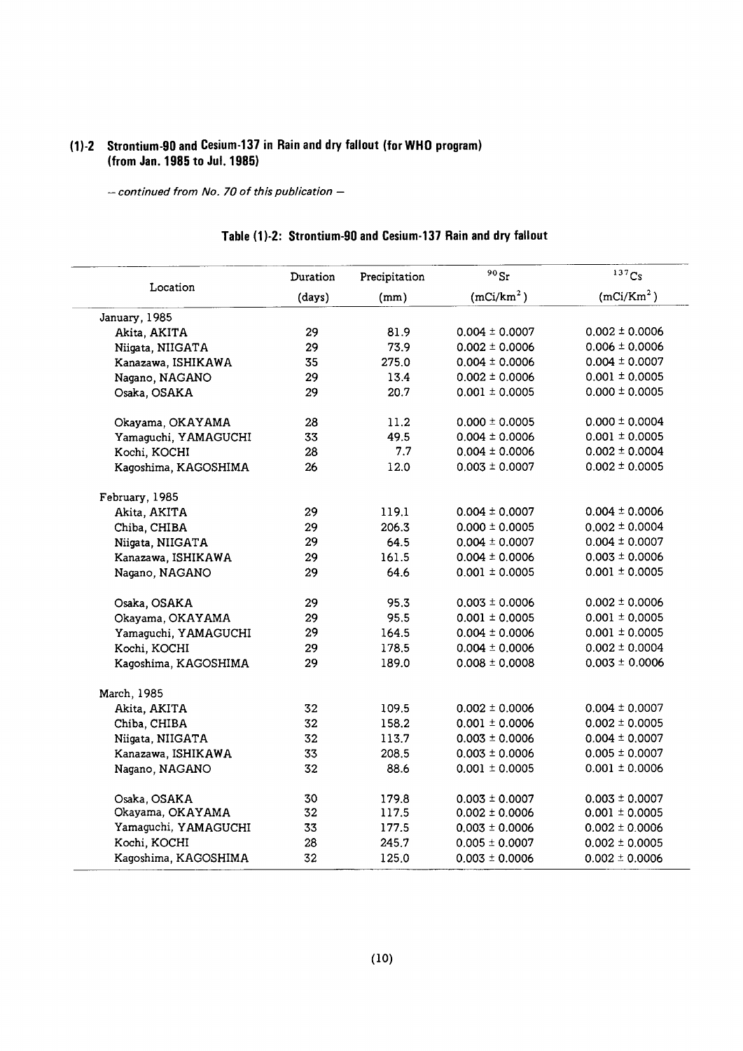## (1)-2 Strontium-90 and Cesium-137 in Rain and dry fallout (for WHO program) (from Jan. 1985 to Jul. 1985)

*— continued from No. 70 of this publication —*

### Table (1)-2: Strontium-90 and Cesium-137 Rain and dry fallout

| Location | Duration (days) | Precipitation (mm) | $^{90}Sr$ ($mCi/km^2$) | $^{137}Cs$ ($mCi/Km^2$) |
|---|---|---|---|---|
| January, 1985 | | | | |
| Akita, AKITA | 29 | 81.9 | 0.004 ± 0.0007 | 0.002 ± 0.0006 |
| Niigata, NIIGATA | 29 | 73.9 | 0.002 ± 0.0006 | 0.006 ± 0.0006 |
| Kanazawa, ISHIKAWA | 35 | 275.0 | 0.004 ± 0.0006 | 0.004 ± 0.0007 |
| Nagano, NAGANO | 29 | 13.4 | 0.002 ± 0.0006 | 0.001 ± 0.0005 |
| Osaka, OSAKA | 29 | 20.7 | 0.001 ± 0.0005 | 0.000 ± 0.0005 |
| Okayama, OKAYAMA | 28 | 11.2 | 0.000 ± 0.0005 | 0.000 ± 0.0004 |
| Yamaguchi, YAMAGUCHI | 33 | 49.5 | 0.004 ± 0.0006 | 0.001 ± 0.0005 |
| Kochi, KOCHI | 28 | 7.7 | 0.004 ± 0.0006 | 0.002 ± 0.0004 |
| Kagoshima, KAGOSHIMA | 26 | 12.0 | 0.003 ± 0.0007 | 0.002 ± 0.0005 |
| February, 1985 | | | | |
| Akita, AKITA | 29 | 119.1 | 0.004 ± 0.0007 | 0.004 ± 0.0006 |
| Chiba, CHIBA | 29 | 206.3 | 0.000 ± 0.0005 | 0.002 ± 0.0004 |
| Niigata, NIIGATA | 29 | 64.5 | 0.004 ± 0.0007 | 0.004 ± 0.0007 |
| Kanazawa, ISHIKAWA | 29 | 161.5 | 0.004 ± 0.0006 | 0.003 ± 0.0006 |
| Nagano, NAGANO | 29 | 64.6 | 0.001 ± 0.0005 | 0.001 ± 0.0005 |
| Osaka, OSAKA | 29 | 95.3 | 0.003 ± 0.0006 | 0.002 ± 0.0006 |
| Okayama, OKAYAMA | 29 | 95.5 | 0.001 ± 0.0005 | 0.001 ± 0.0005 |
| Yamaguchi, YAMAGUCHI | 29 | 164.5 | 0.004 ± 0.0006 | 0.001 ± 0.0005 |
| Kochi, KOCHI | 29 | 178.5 | 0.004 ± 0.0006 | 0.002 ± 0.0004 |
| Kagoshima, KAGOSHIMA | 29 | 189.0 | 0.008 ± 0.0008 | 0.003 ± 0.0006 |
| March, 1985 | | | | |
| Akita, AKITA | 32 | 109.5 | 0.002 ± 0.0006 | 0.004 ± 0.0007 |
| Chiba, CHIBA | 32 | 158.2 | 0.001 ± 0.0006 | 0.002 ± 0.0005 |
| Niigata, NIIGATA | 32 | 113.7 | 0.003 ± 0.0006 | 0.004 ± 0.0007 |
| Kanazawa, ISHIKAWA | 33 | 208.5 | 0.003 ± 0.0006 | 0.005 ± 0.0007 |
| Nagano, NAGANO | 32 | 88.6 | 0.001 ± 0.0005 | 0.001 ± 0.0006 |
| Osaka, OSAKA | 30 | 179.8 | 0.003 ± 0.0007 | 0.003 ± 0.0007 |
| Okayama, OKAYAMA | 32 | 117.5 | 0.002 ± 0.0006 | 0.001 ± 0.0005 |
| Yamaguchi, YAMAGUCHI | 33 | 177.5 | 0.003 ± 0.0006 | 0.002 ± 0.0006 |
| Kochi, KOCHI | 28 | 245.7 | 0.005 ± 0.0007 | 0.002 ± 0.0005 |
| Kagoshima, KAGOSHIMA | 32 | 125.0 | 0.003 ± 0.0006 | 0.002 ± 0.0006 |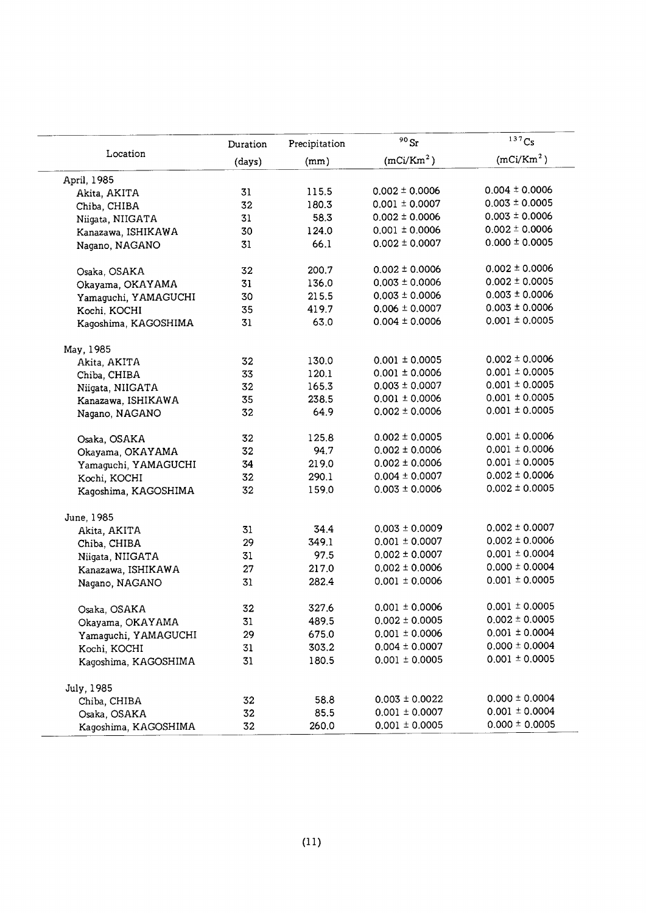| Location | Duration (days) | Precipitation (mm) | $^{90}Sr$ ($mCi/Km^2$) | $^{137}Cs$ ($mCi/Km^2$) |
|---|---|---|---|---|
| April, 1985 | | | | |
| Akita, AKITA | 31 | 115.5 | 0.002 ± 0.0006 | 0.004 ± 0.0006 |
| Chiba, CHIBA | 32 | 180.3 | 0.001 ± 0.0007 | 0.003 ± 0.0005 |
| Niigata, NIIGATA | 31 | 58.3 | 0.002 ± 0.0006 | 0.003 ± 0.0006 |
| Kanazawa, ISHIKAWA | 30 | 124.0 | 0.001 ± 0.0006 | 0.002 ± 0.0006 |
| Nagano, NAGANO | 31 | 66.1 | 0.002 ± 0.0007 | 0.000 ± 0.0005 |
| Osaka, OSAKA | 32 | 200.7 | 0.002 ± 0.0006 | 0.002 ± 0.0006 |
| Okayama, OKAYAMA | 31 | 136.0 | 0.003 ± 0.0006 | 0.002 ± 0.0005 |
| Yamaguchi, YAMAGUCHI | 30 | 215.5 | 0.003 ± 0.0006 | 0.003 ± 0.0006 |
| Kochi, KOCHI | 35 | 419.7 | 0.006 ± 0.0007 | 0.003 ± 0.0006 |
| Kagoshima, KAGOSHIMA | 31 | 63.0 | 0.004 ± 0.0006 | 0.001 ± 0.0005 |
| May, 1985 | | | | |
| Akita, AKITA | 32 | 130.0 | 0.001 ± 0.0005 | 0.002 ± 0.0006 |
| Chiba, CHIBA | 33 | 120.1 | 0.001 ± 0.0006 | 0.001 ± 0.0005 |
| Niigata, NIIGATA | 32 | 165.3 | 0.003 ± 0.0007 | 0.001 ± 0.0005 |
| Kanazawa, ISHIKAWA | 35 | 238.5 | 0.001 ± 0.0006 | 0.001 ± 0.0005 |
| Nagano, NAGANO | 32 | 64.9 | 0.002 ± 0.0006 | 0.001 ± 0.0005 |
| Osaka, OSAKA | 32 | 125.8 | 0.002 ± 0.0005 | 0.001 ± 0.0006 |
| Okayama, OKAYAMA | 32 | 94.7 | 0.002 ± 0.0006 | 0.001 ± 0.0006 |
| Yamaguchi, YAMAGUCHI | 34 | 219.0 | 0.002 ± 0.0006 | 0.001 ± 0.0005 |
| Kochi, KOCHI | 32 | 290.1 | 0.004 ± 0.0007 | 0.002 ± 0.0006 |
| Kagoshima, KAGOSHIMA | 32 | 159.0 | 0.003 ± 0.0006 | 0.002 ± 0.0005 |
| June, 1985 | | | | |
| Akita, AKITA | 31 | 34.4 | 0.003 ± 0.0009 | 0.002 ± 0.0007 |
| Chiba, CHIBA | 29 | 349.1 | 0.001 ± 0.0007 | 0.002 ± 0.0006 |
| Niigata, NIIGATA | 31 | 97.5 | 0.002 ± 0.0007 | 0.001 ± 0.0004 |
| Kanazawa, ISHIKAWA | 27 | 217.0 | 0.002 ± 0.0006 | 0.000 ± 0.0004 |
| Nagano, NAGANO | 31 | 282.4 | 0.001 ± 0.0006 | 0.001 ± 0.0005 |
| Osaka, OSAKA | 32 | 327.6 | 0.001 ± 0.0006 | 0.001 ± 0.0005 |
| Okayama, OKAYAMA | 31 | 489.5 | 0.002 ± 0.0005 | 0.002 ± 0.0005 |
| Yamaguchi, YAMAGUCHI | 29 | 675.0 | 0.001 ± 0.0006 | 0.001 ± 0.0004 |
| Kochi, KOCHI | 31 | 303.2 | 0.004 ± 0.0007 | 0.000 ± 0.0004 |
| Kagoshima, KAGOSHIMA | 31 | 180.5 | 0.001 ± 0.0005 | 0.001 ± 0.0005 |
| July, 1985 | | | | |
| Chiba, CHIBA | 32 | 58.8 | 0.003 ± 0.0022 | 0.000 ± 0.0004 |
| Osaka, OSAKA | 32 | 85.5 | 0.001 ± 0.0007 | 0.001 ± 0.0004 |
| Kagoshima, KAGOSHIMA | 32 | 260.0 | 0.001 ± 0.0005 | 0.000 ± 0.0005 |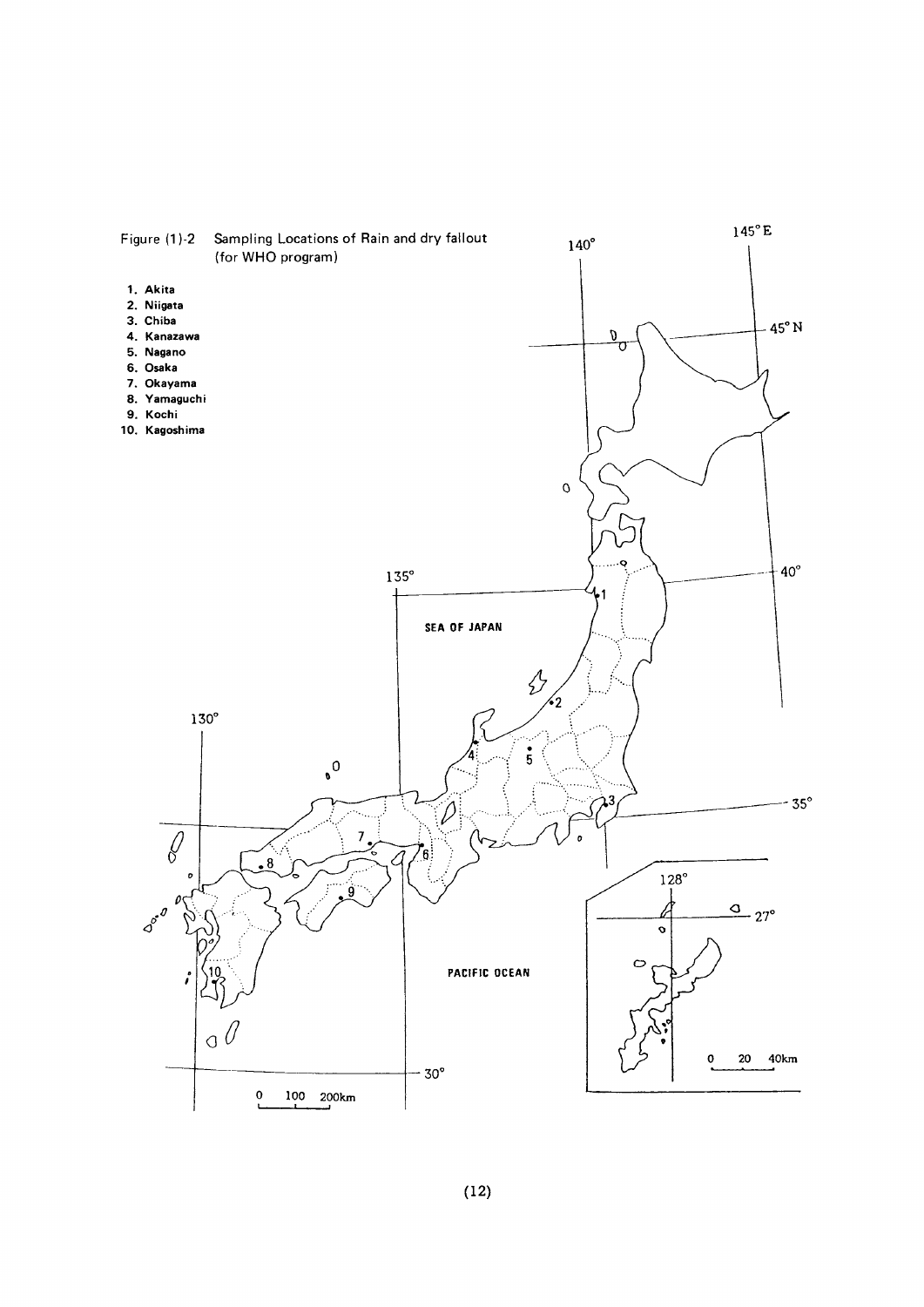Figure (1)-2 Sampling Locations of Rain and dry fallout (for WHO program)

1. Akita
2. Niigata
3. Chiba
4. Kanazawa
5. Nagano
6. Osaka
7. Okayama
8. Yamaguchi
9. Kochi
10. Kagoshima

140°

145°E

45°N

40°

135°

SEA OF JAPAN

130°

35°

128°

27°

0 20 40km

PACIFIC OCEAN

30°

0 100 200km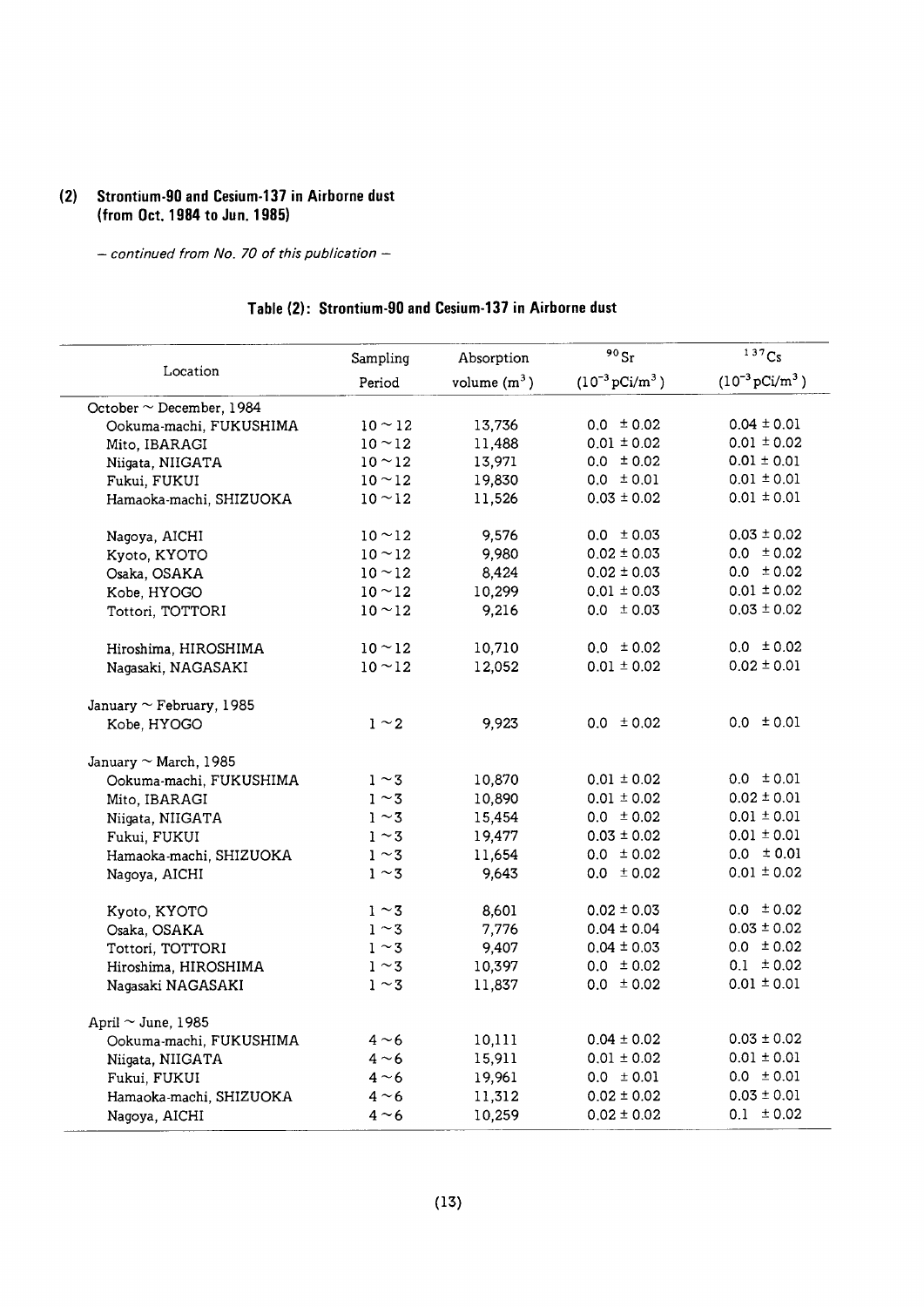## (2) Strontium-90 and Cesium-137 in Airborne dust (from Oct. 1984 to Jun. 1985)

*– continued from No. 70 of this publication –*

### Table (2): Strontium-90 and Cesium-137 in Airborne dust

| Location | Sampling Period | Absorption volume ($m^3$) | $^{90}Sr$ ($10^{-3}pCi/m^3$) | $^{137}Cs$ ($10^{-3}pCi/m^3$) |
|---|---|---|---|---|
| October ~ December, 1984 | | | | |
| Ookuma-machi, FUKUSHIMA | 10 ~ 12 | 13,736 | 0.0 ± 0.02 | 0.04 ± 0.01 |
| Mito, IBARAGI | 10 ~ 12 | 11,488 | 0.01 ± 0.02 | 0.01 ± 0.02 |
| Niigata, NIIGATA | 10 ~ 12 | 13,971 | 0.0 ± 0.02 | 0.01 ± 0.01 |
| Fukui, FUKUI | 10 ~ 12 | 19,830 | 0.0 ± 0.01 | 0.01 ± 0.01 |
| Hamaoka-machi, SHIZUOKA | 10 ~ 12 | 11,526 | 0.03 ± 0.02 | 0.01 ± 0.01 |
| Nagoya, AICHI | 10 ~ 12 | 9,576 | 0.0 ± 0.03 | 0.03 ± 0.02 |
| Kyoto, KYOTO | 10 ~ 12 | 9,980 | 0.02 ± 0.03 | 0.0 ± 0.02 |
| Osaka, OSAKA | 10 ~ 12 | 8,424 | 0.02 ± 0.03 | 0.0 ± 0.02 |
| Kobe, HYOGO | 10 ~ 12 | 10,299 | 0.01 ± 0.03 | 0.01 ± 0.02 |
| Tottori, TOTTORI | 10 ~ 12 | 9,216 | 0.0 ± 0.03 | 0.03 ± 0.02 |
| Hiroshima, HIROSHIMA | 10 ~ 12 | 10,710 | 0.0 ± 0.02 | 0.0 ± 0.02 |
| Nagasaki, NAGASAKI | 10 ~ 12 | 12,052 | 0.01 ± 0.02 | 0.02 ± 0.01 |
| January ~ February, 1985 | | | | |
| Kobe, HYOGO | 1 ~ 2 | 9,923 | 0.0 ± 0.02 | 0.0 ± 0.01 |
| January ~ March, 1985 | | | | |
| Ookuma-machi, FUKUSHIMA | 1 ~ 3 | 10,870 | 0.01 ± 0.02 | 0.0 ± 0.01 |
| Mito, IBARAGI | 1 ~ 3 | 10,890 | 0.01 ± 0.02 | 0.02 ± 0.01 |
| Niigata, NIIGATA | 1 ~ 3 | 15,454 | 0.0 ± 0.02 | 0.01 ± 0.01 |
| Fukui, FUKUI | 1 ~ 3 | 19,477 | 0.03 ± 0.02 | 0.01 ± 0.01 |
| Hamaoka-machi, SHIZUOKA | 1 ~ 3 | 11,654 | 0.0 ± 0.02 | 0.0 ± 0.01 |
| Nagoya, AICHI | 1 ~ 3 | 9,643 | 0.0 ± 0.02 | 0.01 ± 0.02 |
| Kyoto, KYOTO | 1 ~ 3 | 8,601 | 0.02 ± 0.03 | 0.0 ± 0.02 |
| Osaka, OSAKA | 1 ~ 3 | 7,776 | 0.04 ± 0.04 | 0.03 ± 0.02 |
| Tottori, TOTTORI | 1 ~ 3 | 9,407 | 0.04 ± 0.03 | 0.0 ± 0.02 |
| Hiroshima, HIROSHIMA | 1 ~ 3 | 10,397 | 0.0 ± 0.02 | 0.1 ± 0.02 |
| Nagasaki NAGASAKI | 1 ~ 3 | 11,837 | 0.0 ± 0.02 | 0.01 ± 0.01 |
| April ~ June, 1985 | | | | |
| Ookuma-machi, FUKUSHIMA | 4 ~ 6 | 10,111 | 0.04 ± 0.02 | 0.03 ± 0.02 |
| Niigata, NIIGATA | 4 ~ 6 | 15,911 | 0.01 ± 0.02 | 0.01 ± 0.01 |
| Fukui, FUKUI | 4 ~ 6 | 19,961 | 0.0 ± 0.01 | 0.0 ± 0.01 |
| Hamaoka-machi, SHIZUOKA | 4 ~ 6 | 11,312 | 0.02 ± 0.02 | 0.03 ± 0.01 |
| Nagoya, AICHI | 4 ~ 6 | 10,259 | 0.02 ± 0.02 | 0.1 ± 0.02 |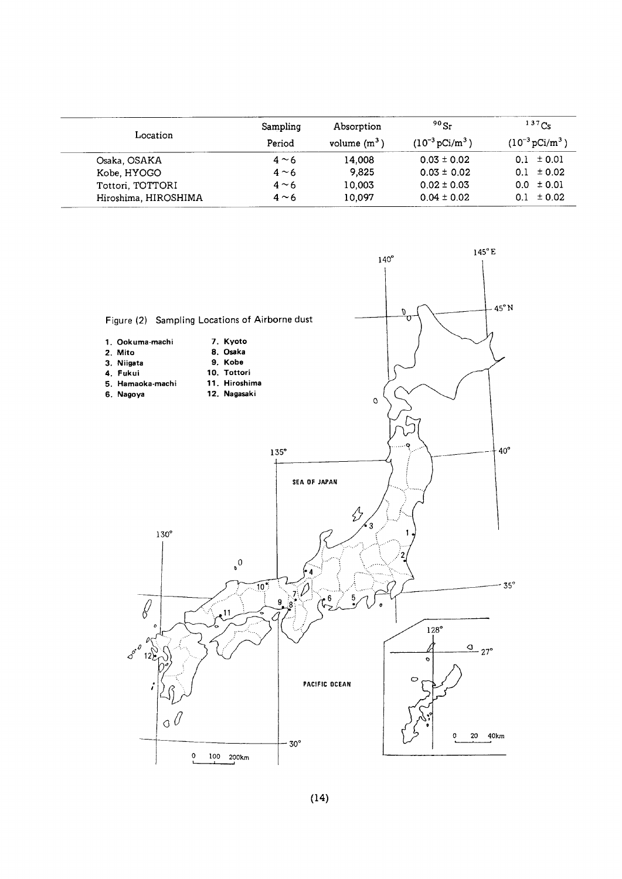| Location | Sampling Period | Absorption volume ($m^3$) | $^{90}Sr$ ($10^{-3}$ pCi/$m^3$) | $^{137}Cs$ ($10^{-3}$ pCi/$m^3$) |
|---|---|---|---|---|
| Osaka, OSAKA | 4 ~ 6 | 14,008 | 0.03 ± 0.02 | 0.1 ± 0.01 |
| Kobe, HYOGO | 4 ~ 6 | 9,825 | 0.03 ± 0.02 | 0.1 ± 0.02 |
| Tottori, TOTTORI | 4 ~ 6 | 10,003 | 0.02 ± 0.03 | 0.0 ± 0.01 |
| Hiroshima, HIROSHIMA | 4 ~ 6 | 10,097 | 0.04 ± 0.02 | 0.1 ± 0.02 |

Figure (2) Sampling Locations of Airborne dust

1. Ookuma-machi
2. Mito
3. Niigata
4. Fukui
5. Hamaoka-machi
6. Nagoya
7. Kyoto
8. Osaka
9. Kobe
10. Tottori
11. Hiroshima
12. Nagasaki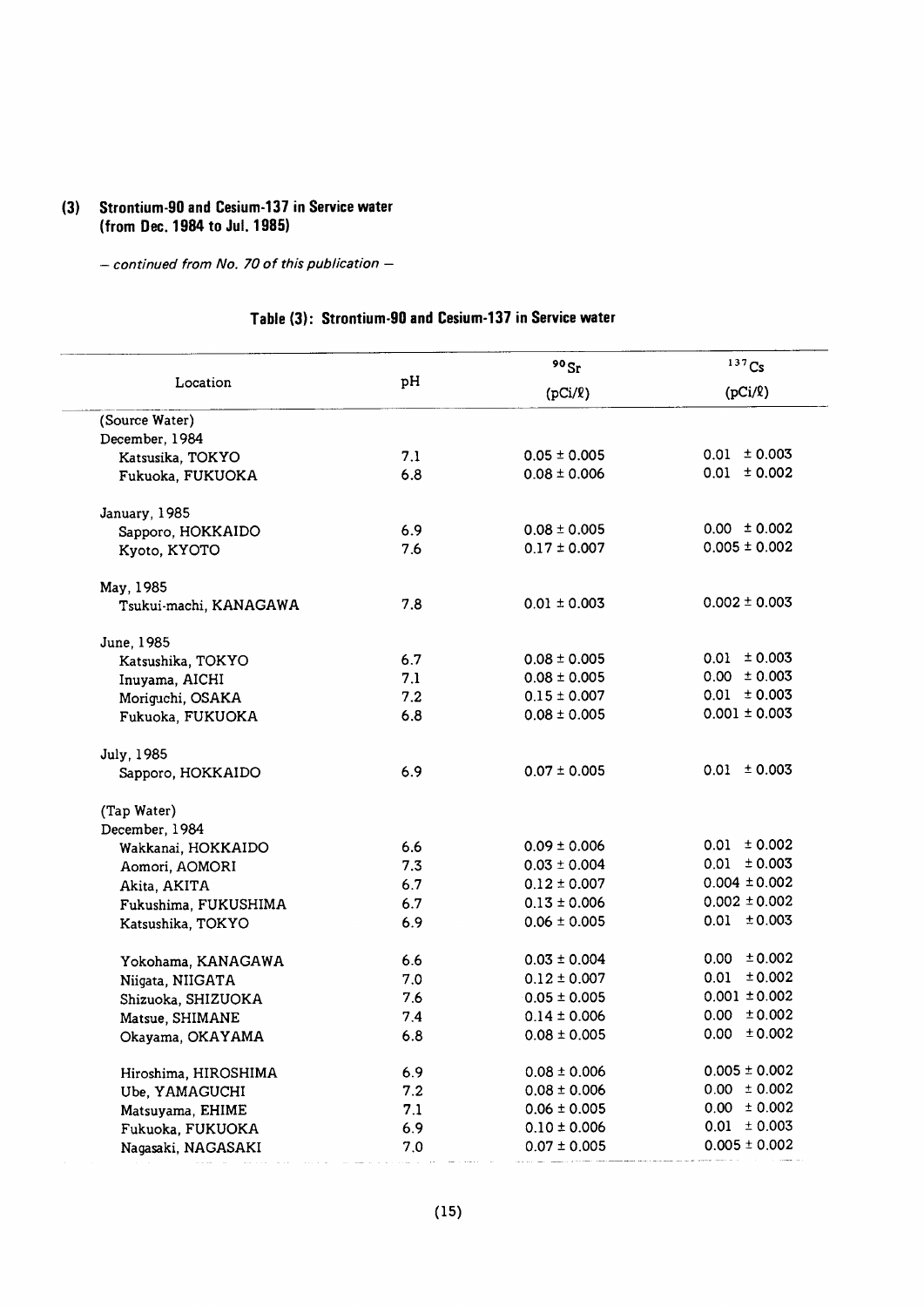### (3) Strontium-90 and Cesium-137 in Service water (from Dec. 1984 to Jul. 1985)

*— continued from No. 70 of this publication —*

**Table (3): Strontium-90 and Cesium-137 in Service water**

| Location | pH | $^{90}Sr$ (pCi/ℓ) | $^{137}Cs$ (pCi/ℓ) |
|---|---|---|---|
| (Source Water) | | | |
| December, 1984 | | | |
| Katsusika, TOKYO | 7.1 | 0.05 ± 0.005 | 0.01 ± 0.003 |
| Fukuoka, FUKUOKA | 6.8 | 0.08 ± 0.006 | 0.01 ± 0.002 |
| January, 1985 | | | |
| Sapporo, HOKKAIDO | 6.9 | 0.08 ± 0.005 | 0.00 ± 0.002 |
| Kyoto, KYOTO | 7.6 | 0.17 ± 0.007 | 0.005 ± 0.002 |
| May, 1985 | | | |
| Tsukui-machi, KANAGAWA | 7.8 | 0.01 ± 0.003 | 0.002 ± 0.003 |
| June, 1985 | | | |
| Katsushika, TOKYO | 6.7 | 0.08 ± 0.005 | 0.01 ± 0.003 |
| Inuyama, AICHI | 7.1 | 0.08 ± 0.005 | 0.00 ± 0.003 |
| Moriguchi, OSAKA | 7.2 | 0.15 ± 0.007 | 0.01 ± 0.003 |
| Fukuoka, FUKUOKA | 6.8 | 0.08 ± 0.005 | 0.001 ± 0.003 |
| July, 1985 | | | |
| Sapporo, HOKKAIDO | 6.9 | 0.07 ± 0.005 | 0.01 ± 0.003 |
| (Tap Water) | | | |
| December, 1984 | | | |
| Wakkanai, HOKKAIDO | 6.6 | 0.09 ± 0.006 | 0.01 ± 0.002 |
| Aomori, AOMORI | 7.3 | 0.03 ± 0.004 | 0.01 ± 0.003 |
| Akita, AKITA | 6.7 | 0.12 ± 0.007 | 0.004 ± 0.002 |
| Fukushima, FUKUSHIMA | 6.7 | 0.13 ± 0.006 | 0.002 ± 0.002 |
| Katsushika, TOKYO | 6.9 | 0.06 ± 0.005 | 0.01 ± 0.003 |
| Yokohama, KANAGAWA | 6.6 | 0.03 ± 0.004 | 0.00 ± 0.002 |
| Niigata, NIIGATA | 7.0 | 0.12 ± 0.007 | 0.01 ± 0.002 |
| Shizuoka, SHIZUOKA | 7.6 | 0.05 ± 0.005 | 0.001 ± 0.002 |
| Matsue, SHIMANE | 7.4 | 0.14 ± 0.006 | 0.00 ± 0.002 |
| Okayama, OKAYAMA | 6.8 | 0.08 ± 0.005 | 0.00 ± 0.002 |
| Hiroshima, HIROSHIMA | 6.9 | 0.08 ± 0.006 | 0.005 ± 0.002 |
| Ube, YAMAGUCHI | 7.2 | 0.08 ± 0.006 | 0.00 ± 0.002 |
| Matsuyama, EHIME | 7.1 | 0.06 ± 0.005 | 0.00 ± 0.002 |
| Fukuoka, FUKUOKA | 6.9 | 0.10 ± 0.006 | 0.01 ± 0.003 |
| Nagasaki, NAGASAKI | 7.0 | 0.07 ± 0.005 | 0.005 ± 0.002 |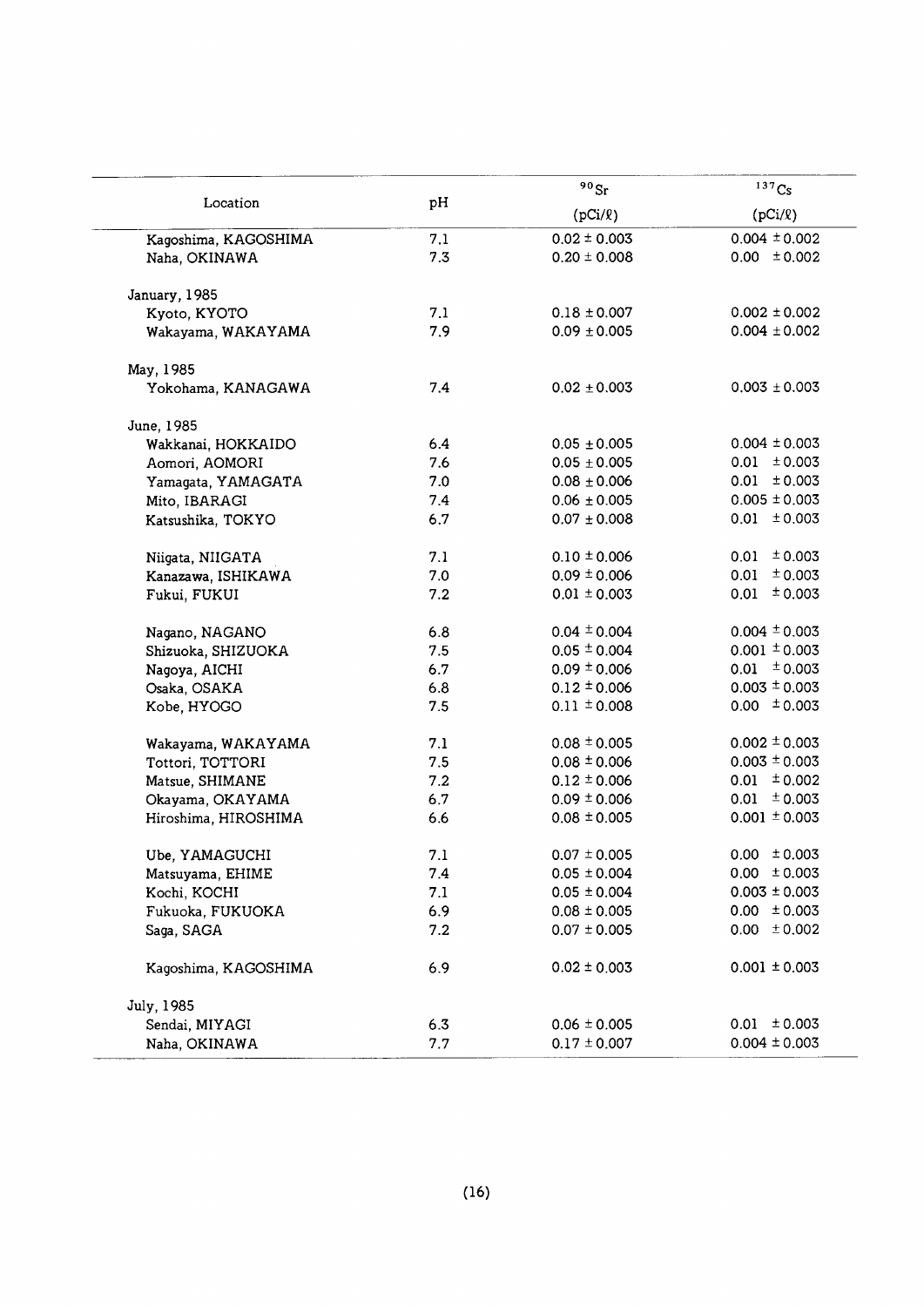| Location | pH | $^{90}Sr$ (pCi/ℓ) | $^{137}Cs$ (pCi/ℓ) |
|---|---|---|---|
| Kagoshima, KAGOSHIMA | 7.1 | 0.02 ± 0.003 | 0.004 ± 0.002 |
| Naha, OKINAWA | 7.3 | 0.20 ± 0.008 | 0.00 ± 0.002 |
| January, 1985 | | | |
| Kyoto, KYOTO | 7.1 | 0.18 ± 0.007 | 0.002 ± 0.002 |
| Wakayama, WAKAYAMA | 7.9 | 0.09 ± 0.005 | 0.004 ± 0.002 |
| May, 1985 | | | |
| Yokohama, KANAGAWA | 7.4 | 0.02 ± 0.003 | 0.003 ± 0.003 |
| June, 1985 | | | |
| Wakkanai, HOKKAIDO | 6.4 | 0.05 ± 0.005 | 0.004 ± 0.003 |
| Aomori, AOMORI | 7.6 | 0.05 ± 0.005 | 0.01 ± 0.003 |
| Yamagata, YAMAGATA | 7.0 | 0.08 ± 0.006 | 0.01 ± 0.003 |
| Mito, IBARAGI | 7.4 | 0.06 ± 0.005 | 0.005 ± 0.003 |
| Katsushika, TOKYO | 6.7 | 0.07 ± 0.008 | 0.01 ± 0.003 |
| Niigata, NIIGATA | 7.1 | 0.10 ± 0.006 | 0.01 ± 0.003 |
| Kanazawa, ISHIKAWA | 7.0 | 0.09 ± 0.006 | 0.01 ± 0.003 |
| Fukui, FUKUI | 7.2 | 0.01 ± 0.003 | 0.01 ± 0.003 |
| Nagano, NAGANO | 6.8 | 0.04 ± 0.004 | 0.004 ± 0.003 |
| Shizuoka, SHIZUOKA | 7.5 | 0.05 ± 0.004 | 0.001 ± 0.003 |
| Nagoya, AICHI | 6.7 | 0.09 ± 0.006 | 0.01 ± 0.003 |
| Osaka, OSAKA | 6.8 | 0.12 ± 0.006 | 0.003 ± 0.003 |
| Kobe, HYOGO | 7.5 | 0.11 ± 0.008 | 0.00 ± 0.003 |
| Wakayama, WAKAYAMA | 7.1 | 0.08 ± 0.005 | 0.002 ± 0.003 |
| Tottori, TOTTORI | 7.5 | 0.08 ± 0.006 | 0.003 ± 0.003 |
| Matsue, SHIMANE | 7.2 | 0.12 ± 0.006 | 0.01 ± 0.002 |
| Okayama, OKAYAMA | 6.7 | 0.09 ± 0.006 | 0.01 ± 0.003 |
| Hiroshima, HIROSHIMA | 6.6 | 0.08 ± 0.005 | 0.001 ± 0.003 |
| Ube, YAMAGUCHI | 7.1 | 0.07 ± 0.005 | 0.00 ± 0.003 |
| Matsuyama, EHIME | 7.4 | 0.05 ± 0.004 | 0.00 ± 0.003 |
| Kochi, KOCHI | 7.1 | 0.05 ± 0.004 | 0.003 ± 0.003 |
| Fukuoka, FUKUOKA | 6.9 | 0.08 ± 0.005 | 0.00 ± 0.003 |
| Saga, SAGA | 7.2 | 0.07 ± 0.005 | 0.00 ± 0.002 |
| Kagoshima, KAGOSHIMA | 6.9 | 0.02 ± 0.003 | 0.001 ± 0.003 |
| July, 1985 | | | |
| Sendai, MIYAGI | 6.3 | 0.06 ± 0.005 | 0.01 ± 0.003 |
| Naha, OKINAWA | 7.7 | 0.17 ± 0.007 | 0.004 ± 0.003 |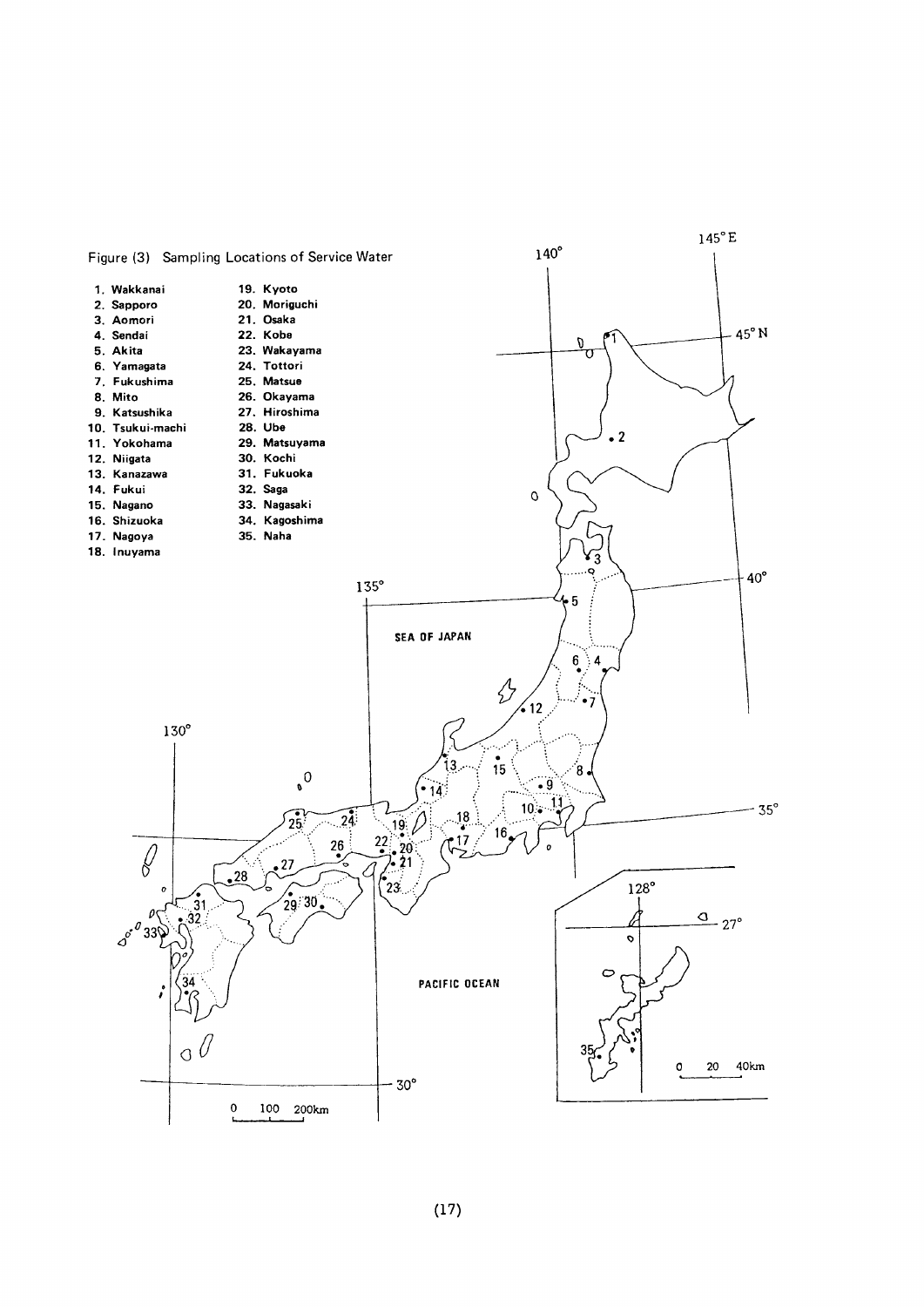Figure (3) Sampling Locations of Service Water

1. Wakkanai
2. Sapporo
3. Aomori
4. Sendai
5. Akita
6. Yamagata
7. Fukushima
8. Mito
9. Katsushika
10. Tsukui-machi
11. Yokohama
12. Niigata
13. Kanazawa
14. Fukui
15. Nagano
16. Shizuoka
17. Nagoya
18. Inuyama
19. Kyoto
20. Moriguchi
21. Osaka
22. Kobe
23. Wakayama
24. Tottori
25. Matsue
26. Okayama
27. Hiroshima
28. Ube
29. Matsuyama
30. Kochi
31. Fukuoka
32. Saga
33. Nagasaki
34. Kagoshima
35. Naha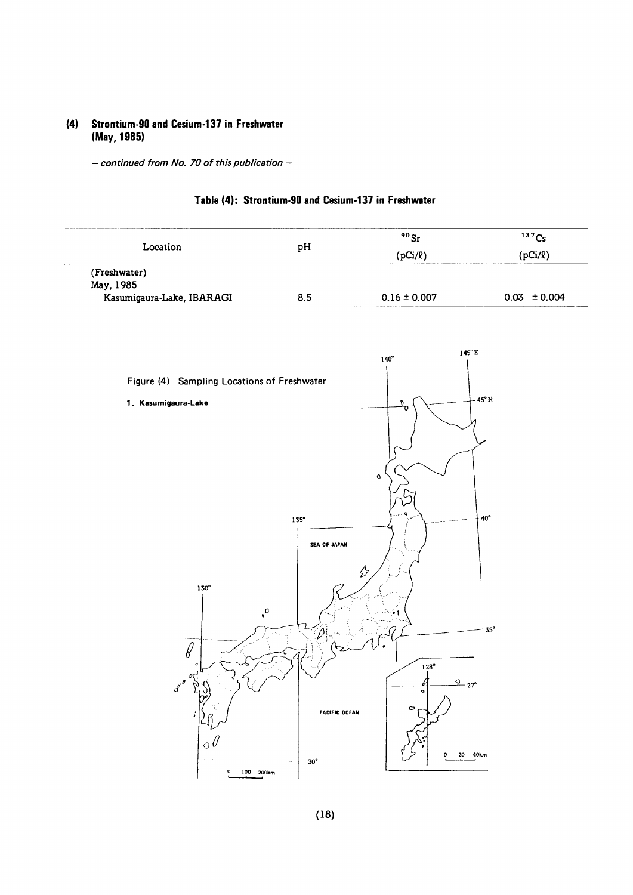## (4) Strontium-90 and Cesium-137 in Freshwater (May, 1985)

*– continued from No. 70 of this publication –*

### Table (4): Strontium-90 and Cesium-137 in Freshwater

| Location | pH | $^{90}Sr$ (pCi/ℓ) | $^{137}Cs$ (pCi/ℓ) |
|---|---|---|---|
| (Freshwater) | | | |
| May, 1985 | | | |
| Kasumigaura-Lake, IBARAGI | 8.5 | 0.16 ± 0.007 | 0.03 ± 0.004 |

Figure (4) Sampling Locations of Freshwater

1. Kasumigaura-Lake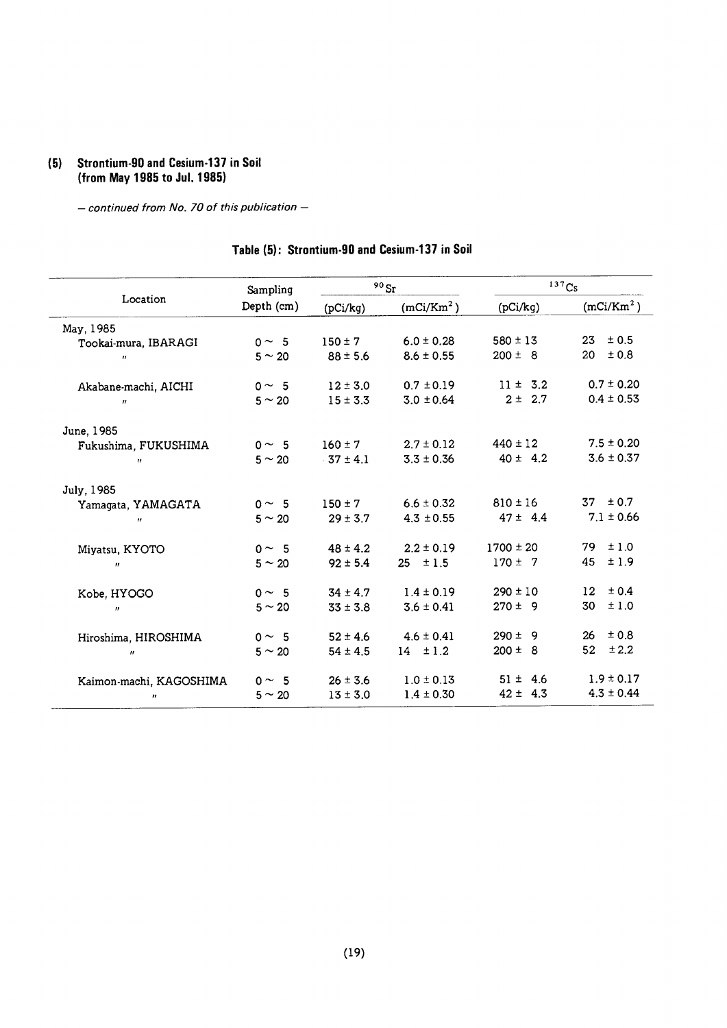## (5) Strontium-90 and Cesium-137 in Soil (from May 1985 to Jul. 1985)

*– continued from No. 70 of this publication –*

### Table (5): Strontium-90 and Cesium-137 in Soil

| Location | Sampling Depth (cm) | $^{90}Sr$ (pCi/kg) | $^{90}Sr$ ($mCi/Km^2$) | $^{137}Cs$ (pCi/kg) | $^{137}Cs$ ($mCi/Km^2$) |
|---|---|---|---|---|---|
| May, 1985 | | | | | |
| Tookai-mura, IBARAGI | 0 ~ 5 | 150 ± 7 | 6.0 ± 0.28 | 580 ± 13 | 23 ± 0.5 |
| 〃 | 5 ~ 20 | 88 ± 5.6 | 8.6 ± 0.55 | 200 ± 8 | 20 ± 0.8 |
| Akabane-machi, AICHI | 0 ~ 5 | 12 ± 3.0 | 0.7 ± 0.19 | 11 ± 3.2 | 0.7 ± 0.20 |
| 〃 | 5 ~ 20 | 15 ± 3.3 | 3.0 ± 0.64 | 2 ± 2.7 | 0.4 ± 0.53 |
| June, 1985 | | | | | |
| Fukushima, FUKUSHIMA | 0 ~ 5 | 160 ± 7 | 2.7 ± 0.12 | 440 ± 12 | 7.5 ± 0.20 |
| 〃 | 5 ~ 20 | 37 ± 4.1 | 3.3 ± 0.36 | 40 ± 4.2 | 3.6 ± 0.37 |
| July, 1985 | | | | | |
| Yamagata, YAMAGATA | 0 ~ 5 | 150 ± 7 | 6.6 ± 0.32 | 810 ± 16 | 37 ± 0.7 |
| 〃 | 5 ~ 20 | 29 ± 3.7 | 4.3 ± 0.55 | 47 ± 4.4 | 7.1 ± 0.66 |
| Miyatsu, KYOTO | 0 ~ 5 | 48 ± 4.2 | 2.2 ± 0.19 | 1700 ± 20 | 79 ± 1.0 |
| 〃 | 5 ~ 20 | 92 ± 5.4 | 25 ± 1.5 | 170 ± 7 | 45 ± 1.9 |
| Kobe, HYOGO | 0 ~ 5 | 34 ± 4.7 | 1.4 ± 0.19 | 290 ± 10 | 12 ± 0.4 |
| 〃 | 5 ~ 20 | 33 ± 3.8 | 3.6 ± 0.41 | 270 ± 9 | 30 ± 1.0 |
| Hiroshima, HIROSHIMA | 0 ~ 5 | 52 ± 4.6 | 4.6 ± 0.41 | 290 ± 9 | 26 ± 0.8 |
| 〃 | 5 ~ 20 | 54 ± 4.5 | 14 ± 1.2 | 200 ± 8 | 52 ± 2.2 |
| Kaimon-machi, KAGOSHIMA | 0 ~ 5 | 26 ± 3.6 | 1.0 ± 0.13 | 51 ± 4.6 | 1.9 ± 0.17 |
| 〃 | 5 ~ 20 | 13 ± 3.0 | 1.4 ± 0.30 | 42 ± 4.3 | 4.3 ± 0.44 |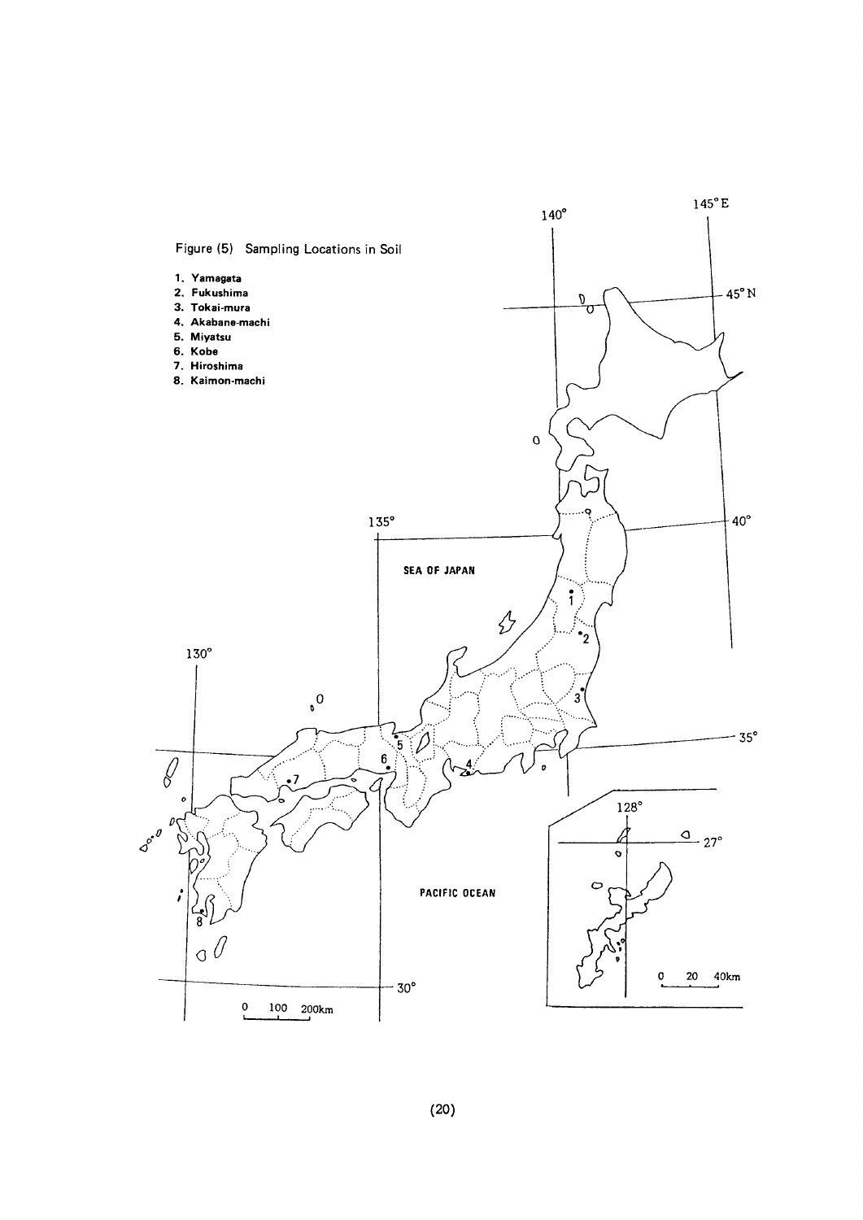Figure (5) Sampling Locations in Soil

1. Yamagata
2. Fukushima
3. Tokai-mura
4. Akabane-machi
5. Miyatsu
6. Kobe
7. Hiroshima
8. Kaimon-machi

140°

145°E

45°N

40°

135°

35°

130°

30°

128°

27°

SEA OF JAPAN

PACIFIC OCEAN

0 100 200km

0 20 40km